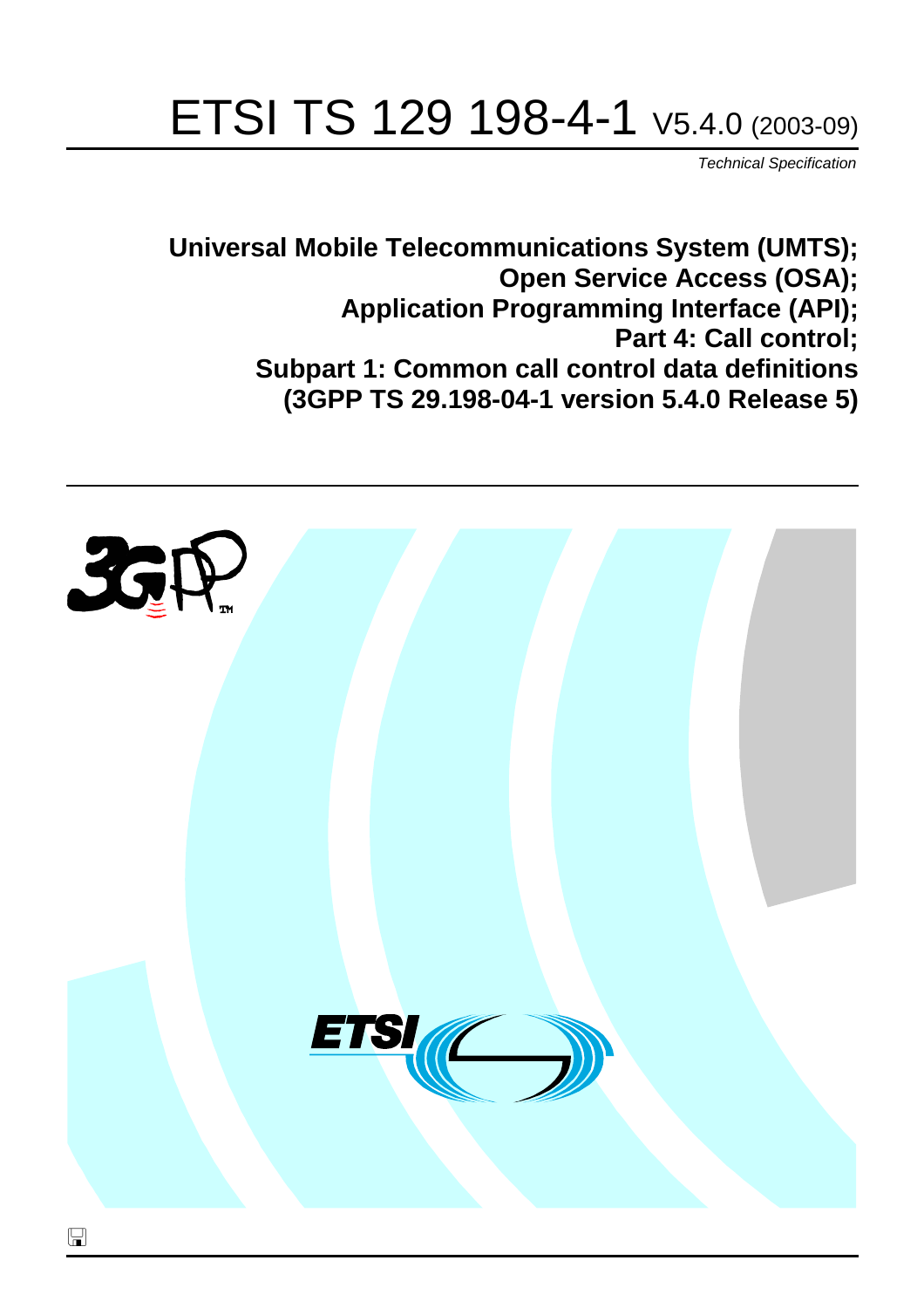# ETSI TS 129 198-4-1 V5.4.0 (2003-09)

*Technical Specification*

**Universal Mobile Telecommunications System (UMTS);**
**Open Service Access (OSA);**
**Application Programming Interface (API);**
**Part 4: Call control;**
**Subpart 1: Common call control data definitions**
**(3GPP TS 29.198-04-1 version 5.4.0 Release 5)**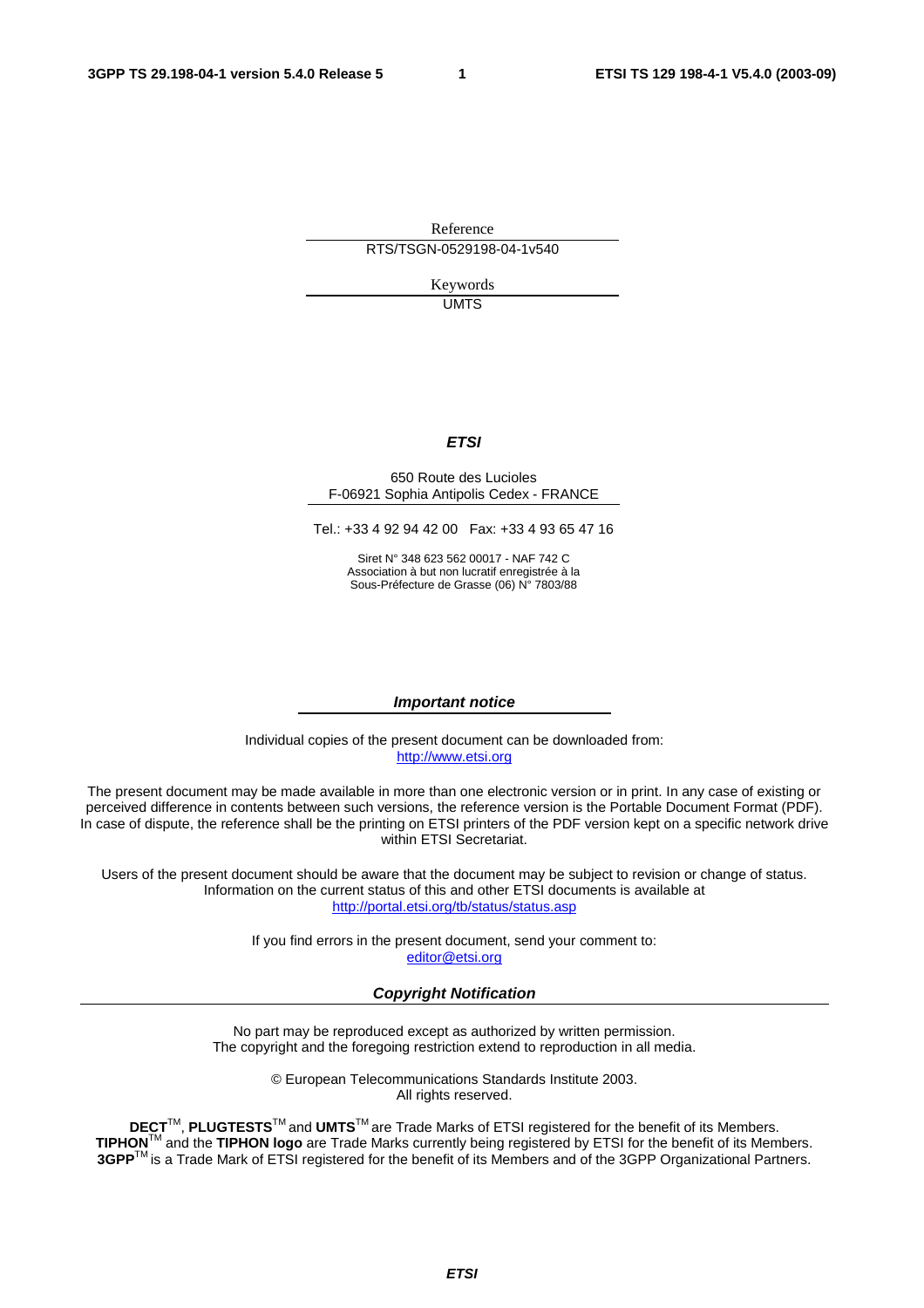Reference

RTS/TSGN-0529198-04-1v540

Keywords

UMTS

***ETSI***

650 Route des Lucioles
F-06921 Sophia Antipolis Cedex - FRANCE

Tel.: +33 4 92 94 42 00 Fax: +33 4 93 65 47 16

Siret N° 348 623 562 00017 - NAF 742 C
Association à but non lucratif enregistrée à la
Sous-Préfecture de Grasse (06) N° 7803/88

***Important notice***

Individual copies of the present document can be downloaded from:
http://www.etsi.org

The present document may be made available in more than one electronic version or in print. In any case of existing or perceived difference in contents between such versions, the reference version is the Portable Document Format (PDF). In case of dispute, the reference shall be the printing on ETSI printers of the PDF version kept on a specific network drive within ETSI Secretariat.

Users of the present document should be aware that the document may be subject to revision or change of status. Information on the current status of this and other ETSI documents is available at
http://portal.etsi.org/tb/status/status.asp

If you find errors in the present document, send your comment to:
editor@etsi.org

***Copyright Notification***

No part may be reproduced except as authorized by written permission.
The copyright and the foregoing restriction extend to reproduction in all media.

© European Telecommunications Standards Institute 2003.
All rights reserved.

**DECT**™, **PLUGTESTS**™ and **UMTS**™ are Trade Marks of ETSI registered for the benefit of its Members.
**TIPHON**™ and the **TIPHON logo** are Trade Marks currently being registered by ETSI for the benefit of its Members.
**3GPP**™ is a Trade Mark of ETSI registered for the benefit of its Members and of the 3GPP Organizational Partners.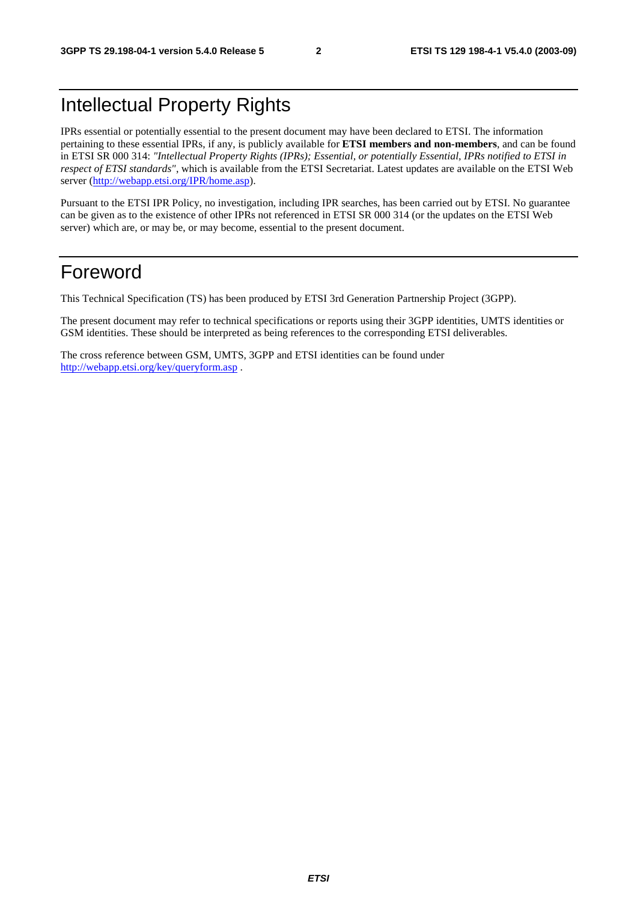# Intellectual Property Rights

IPRs essential or potentially essential to the present document may have been declared to ETSI. The information pertaining to these essential IPRs, if any, is publicly available for **ETSI members and non-members**, and can be found in ETSI SR 000 314: *"Intellectual Property Rights (IPRs); Essential, or potentially Essential, IPRs notified to ETSI in respect of ETSI standards"*, which is available from the ETSI Secretariat. Latest updates are available on the ETSI Web server (http://webapp.etsi.org/IPR/home.asp).

Pursuant to the ETSI IPR Policy, no investigation, including IPR searches, has been carried out by ETSI. No guarantee can be given as to the existence of other IPRs not referenced in ETSI SR 000 314 (or the updates on the ETSI Web server) which are, or may be, or may become, essential to the present document.

# Foreword

This Technical Specification (TS) has been produced by ETSI 3rd Generation Partnership Project (3GPP).

The present document may refer to technical specifications or reports using their 3GPP identities, UMTS identities or GSM identities. These should be interpreted as being references to the corresponding ETSI deliverables.

The cross reference between GSM, UMTS, 3GPP and ETSI identities can be found under http://webapp.etsi.org/key/queryform.asp .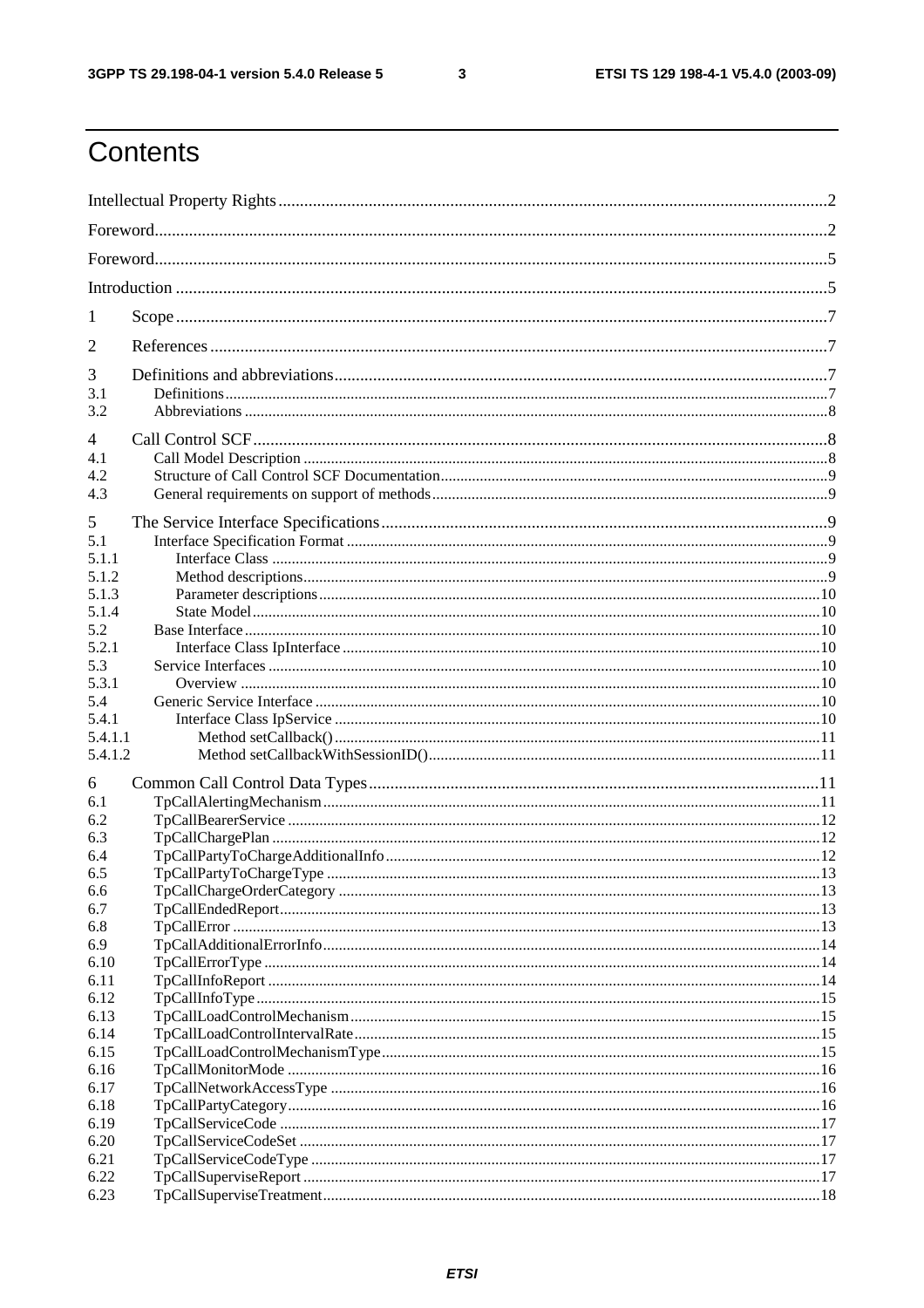# Contents

Intellectual Property Rights ................................................................................................................................2

Foreword.............................................................................................................................................................2

Foreword.............................................................................................................................................................5

Introduction ........................................................................................................................................................5

1 Scope ........................................................................................................................................................7

2 References ................................................................................................................................................7

3 Definitions and abbreviations...................................................................................................................7
3.1 Definitions..........................................................................................................................................................7
3.2 Abbreviations .....................................................................................................................................................8

4 Call Control SCF ......................................................................................................................................8
4.1 Call Model Description ......................................................................................................................................8
4.2 Structure of Call Control SCF Documentation...................................................................................................9
4.3 General requirements on support of methods.....................................................................................................9

5 The Service Interface Specifications........................................................................................................9
5.1 Interface Specification Format ...........................................................................................................................9
5.1.1 Interface Class ..............................................................................................................................................9
5.1.2 Method descriptions......................................................................................................................................9
5.1.3 Parameter descriptions................................................................................................................................10
5.1.4 State Model.................................................................................................................................................10
5.2 Base Interface ...................................................................................................................................................10
5.2.1 Interface Class IpInterface ..........................................................................................................................10
5.3 Service Interfaces .............................................................................................................................................10
5.3.1 Overview ....................................................................................................................................................10
5.4 Generic Service Interface .................................................................................................................................10
5.4.1 Interface Class IpService ............................................................................................................................10
5.4.1.1 Method setCallback()............................................................................................................................11
5.4.1.2 Method setCallbackWithSessionID()....................................................................................................11

6 Common Call Control Data Types .........................................................................................................11
6.1 TpCallAlertingMechanism...............................................................................................................................11
6.2 TpCallBearerService ........................................................................................................................................12
6.3 TpCallChargePlan ............................................................................................................................................12
6.4 TpCallPartyToChargeAdditionalInfo...............................................................................................................12
6.5 TpCallPartyToChargeType ..............................................................................................................................13
6.6 TpCallChargeOrderCategory ...........................................................................................................................13
6.7 TpCallEndedReport..........................................................................................................................................13
6.8 TpCallError ......................................................................................................................................................13
6.9 TpCallAdditionalErrorInfo...............................................................................................................................14
6.10 TpCallErrorType ..............................................................................................................................................14
6.11 TpCallInfoReport .............................................................................................................................................14
6.12 TpCallInfoType ................................................................................................................................................15
6.13 TpCallLoadControlMechanism........................................................................................................................15
6.14 TpCallLoadControlIntervalRate.......................................................................................................................15
6.15 TpCallLoadControlMechanismType................................................................................................................15
6.16 TpCallMonitorMode ........................................................................................................................................16
6.17 TpCallNetworkAccessType .............................................................................................................................16
6.18 TpCallPartyCategory........................................................................................................................................16
6.19 TpCallServiceCode ..........................................................................................................................................17
6.20 TpCallServiceCodeSet .....................................................................................................................................17
6.21 TpCallServiceCodeType ..................................................................................................................................17
6.22 TpCallSuperviseReport ....................................................................................................................................17
6.23 TpCallSuperviseTreatment...............................................................................................................................18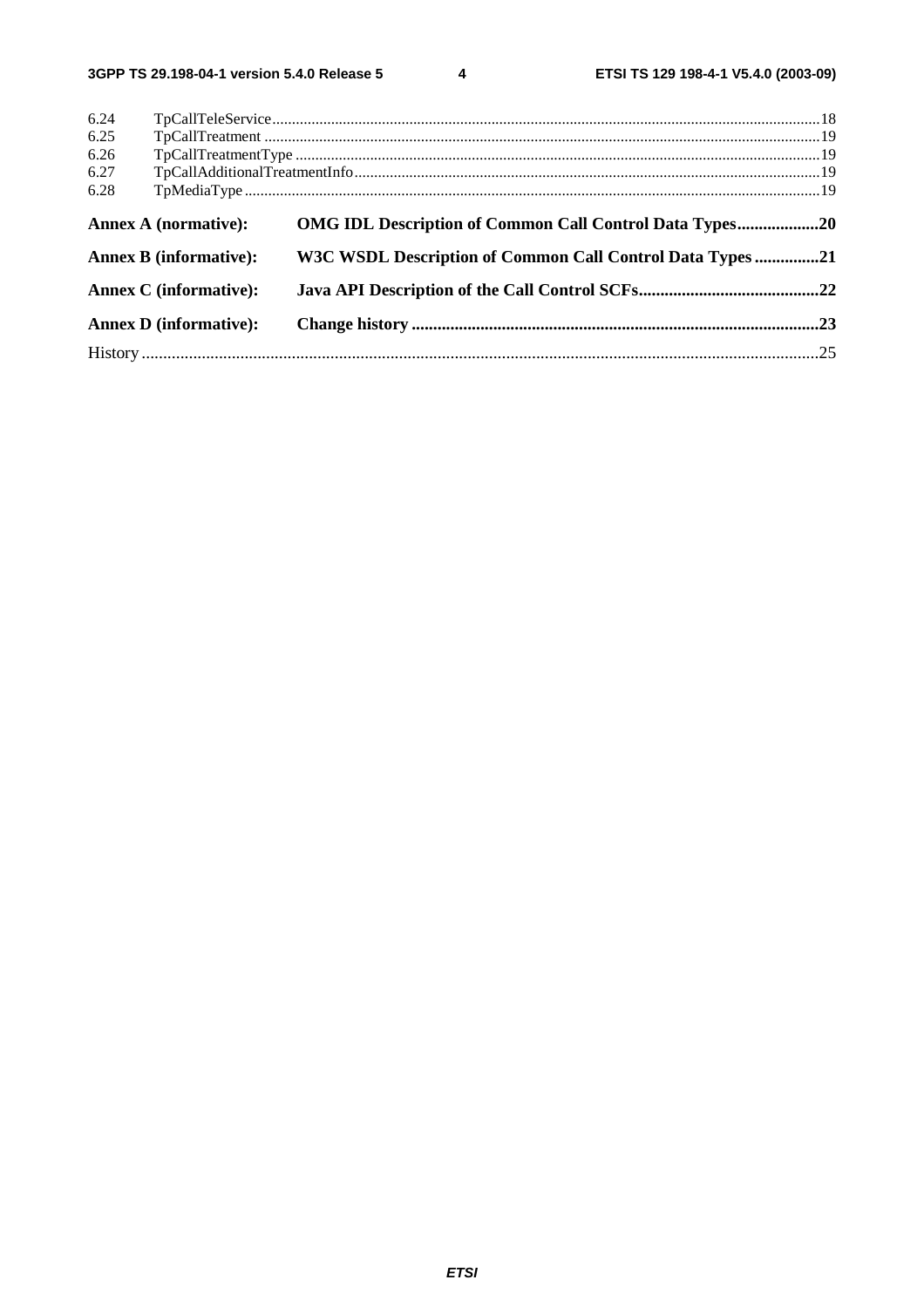6.24 TpCallTeleService...........................................................................................................................................18
6.25 TpCallTreatment ..............................................................................................................................................19
6.26 TpCallTreatmentType ......................................................................................................................................19
6.27 TpCallAdditionalTreatmentInfo........................................................................................................................19
6.28 TpMediaType ...................................................................................................................................................19

**Annex A (normative): OMG IDL Description of Common Call Control Data Types...................20**

**Annex B (informative): W3C WSDL Description of Common Call Control Data Types ...............21**

**Annex C (informative): Java API Description of the Call Control SCFs..........................................22**

**Annex D (informative): Change history ..............................................................................................23**

History ..............................................................................................................................................................25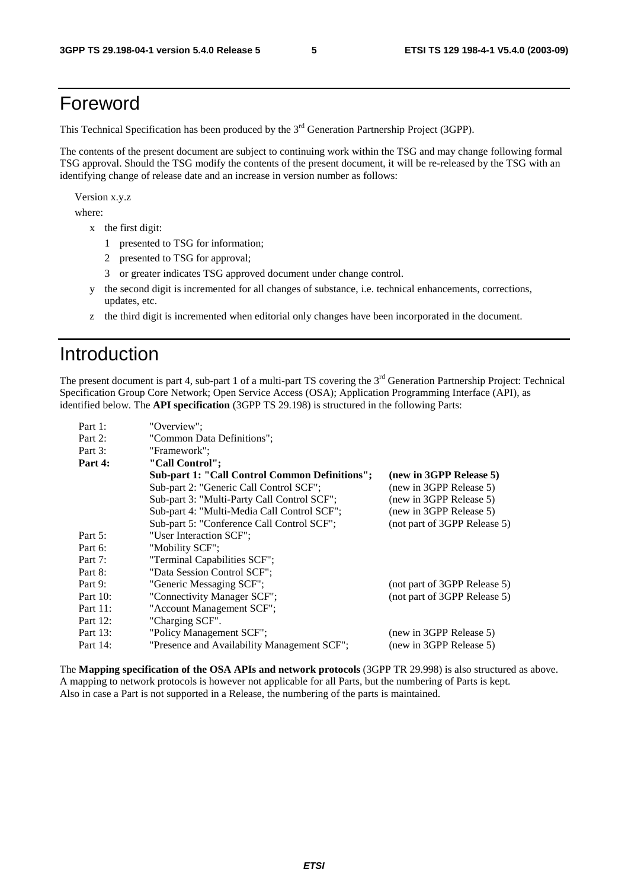# Foreword

This Technical Specification has been produced by the 3rd Generation Partnership Project (3GPP).

The contents of the present document are subject to continuing work within the TSG and may change following formal TSG approval. Should the TSG modify the contents of the present document, it will be re-released by the TSG with an identifying change of release date and an increase in version number as follows:

Version x.y.z

where:

- x the first digit:
  - 1 presented to TSG for information;
  - 2 presented to TSG for approval;
  - 3 or greater indicates TSG approved document under change control.
- y the second digit is incremented for all changes of substance, i.e. technical enhancements, corrections, updates, etc.
- z the third digit is incremented when editorial only changes have been incorporated in the document.

# Introduction

The present document is part 4, sub-part 1 of a multi-part TS covering the 3rd Generation Partnership Project: Technical Specification Group Core Network; Open Service Access (OSA); Application Programming Interface (API), as identified below. The **API specification** (3GPP TS 29.198) is structured in the following Parts:

| | | |
|---|---|---|
| Part 1: | "Overview"; | |
| Part 2: | "Common Data Definitions"; | |
| Part 3: | "Framework"; | |
| **Part 4:** | **"Call Control";** | |
| | **Sub-part 1: "Call Control Common Definitions";** | **(new in 3GPP Release 5)** |
| | Sub-part 2: "Generic Call Control SCF"; | (new in 3GPP Release 5) |
| | Sub-part 3: "Multi-Party Call Control SCF"; | (new in 3GPP Release 5) |
| | Sub-part 4: "Multi-Media Call Control SCF"; | (new in 3GPP Release 5) |
| | Sub-part 5: "Conference Call Control SCF"; | (not part of 3GPP Release 5) |
| Part 5: | "User Interaction SCF"; | |
| Part 6: | "Mobility SCF"; | |
| Part 7: | "Terminal Capabilities SCF"; | |
| Part 8: | "Data Session Control SCF"; | |
| Part 9: | "Generic Messaging SCF"; | (not part of 3GPP Release 5) |
| Part 10: | "Connectivity Manager SCF"; | (not part of 3GPP Release 5) |
| Part 11: | "Account Management SCF"; | |
| Part 12: | "Charging SCF". | |
| Part 13: | "Policy Management SCF"; | (new in 3GPP Release 5) |
| Part 14: | "Presence and Availability Management SCF"; | (new in 3GPP Release 5) |

The **Mapping specification of the OSA APIs and network protocols** (3GPP TR 29.998) is also structured as above. A mapping to network protocols is however not applicable for all Parts, but the numbering of Parts is kept. Also in case a Part is not supported in a Release, the numbering of the parts is maintained.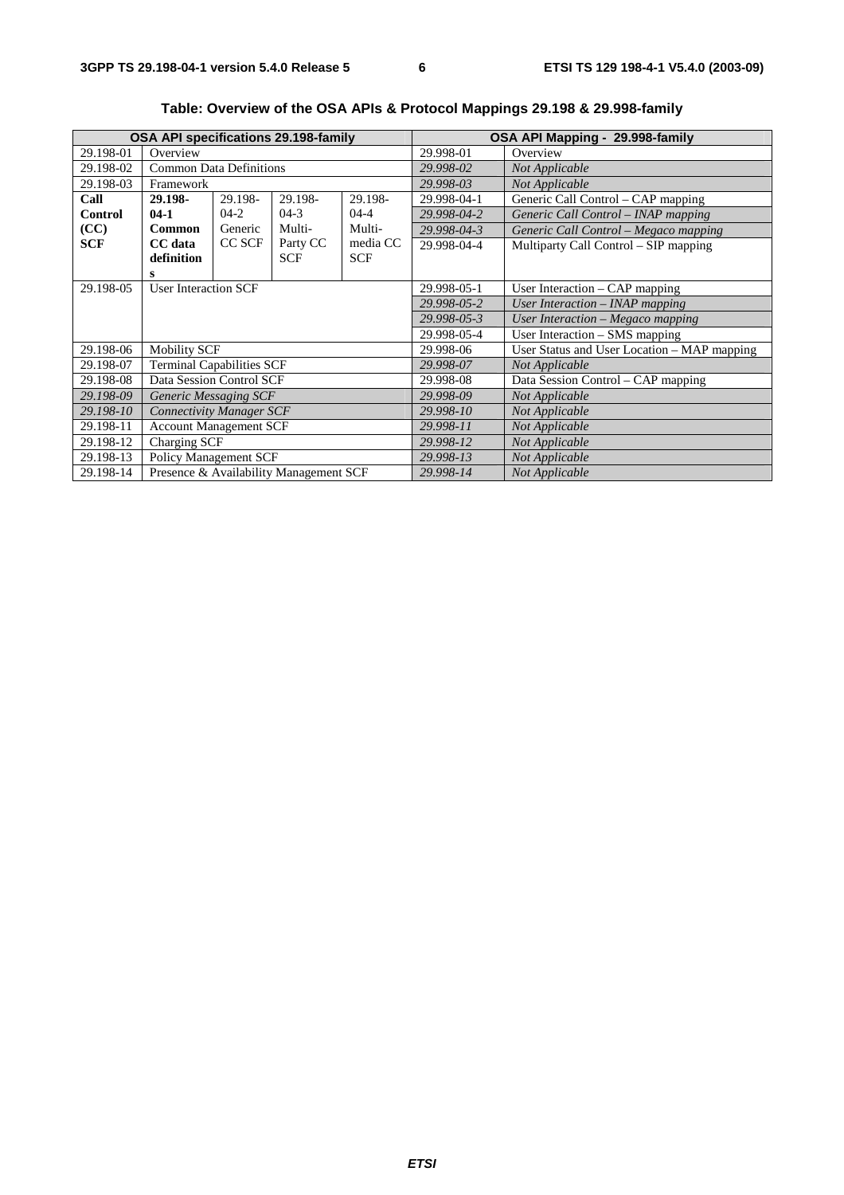**Table: Overview of the OSA APIs & Protocol Mappings 29.198 & 29.998-family**

| OSA API specifications 29.198-family | | | | | OSA API Mapping - 29.998-family | |
|---|---|---|---|---|---|---|
| 29.198-01 | Overview | | | | 29.998-01 | Overview |
| 29.198-02 | Common Data Definitions | | | | *29.998-02* | *Not Applicable* |
| 29.198-03 | Framework | | | | *29.998-03* | *Not Applicable* |
| **Call Control (CC) SCF** | **29.198-04-1 Common CC data definitions** | 29.198-04-2 Generic CC SCF | 29.198-04-3 Multi-Party CC SCF | 29.198-04-4 Multi-media CC SCF | 29.998-04-1 | Generic Call Control – CAP mapping |
| | | | | | *29.998-04-2* | *Generic Call Control – INAP mapping* |
| | | | | | *29.998-04-3* | *Generic Call Control – Megaco mapping* |
| | | | | | 29.998-04-4 | Multiparty Call Control – SIP mapping |
| 29.198-05 | User Interaction SCF | | | | 29.998-05-1 | User Interaction – CAP mapping |
| | | | | | *29.998-05-2* | *User Interaction – INAP mapping* |
| | | | | | *29.998-05-3* | *User Interaction – Megaco mapping* |
| | | | | | 29.998-05-4 | User Interaction – SMS mapping |
| 29.198-06 | Mobility SCF | | | | 29.998-06 | User Status and User Location – MAP mapping |
| 29.198-07 | Terminal Capabilities SCF | | | | *29.998-07* | *Not Applicable* |
| 29.198-08 | Data Session Control SCF | | | | 29.998-08 | Data Session Control – CAP mapping |
| *29.198-09* | *Generic Messaging SCF* | | | | *29.998-09* | *Not Applicable* |
| *29.198-10* | *Connectivity Manager SCF* | | | | *29.998-10* | *Not Applicable* |
| 29.198-11 | Account Management SCF | | | | *29.998-11* | *Not Applicable* |
| 29.198-12 | Charging SCF | | | | *29.998-12* | *Not Applicable* |
| 29.198-13 | Policy Management SCF | | | | *29.998-13* | *Not Applicable* |
| 29.198-14 | Presence & Availability Management SCF | | | | *29.998-14* | *Not Applicable* |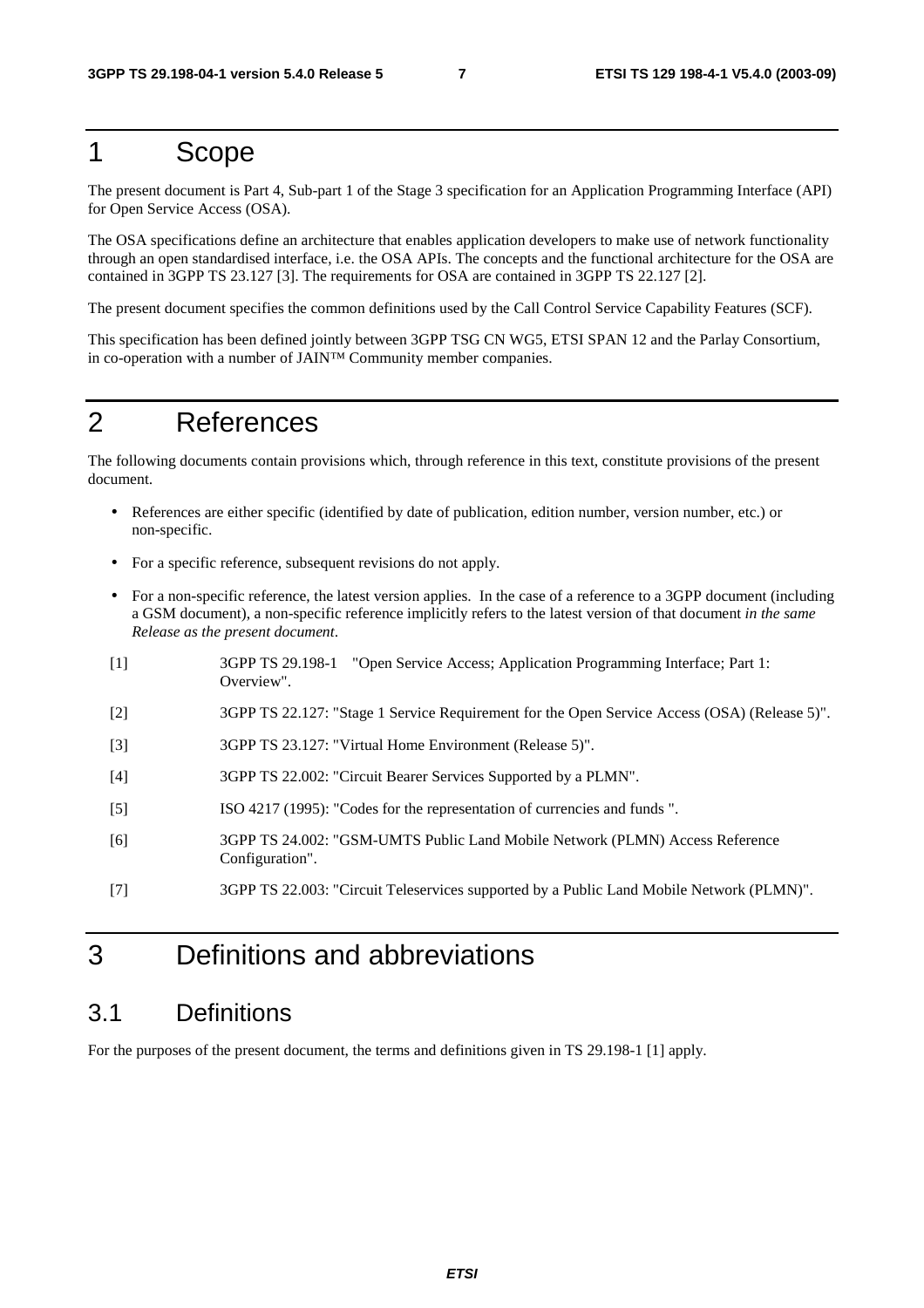# 1 Scope

The present document is Part 4, Sub-part 1 of the Stage 3 specification for an Application Programming Interface (API) for Open Service Access (OSA).

The OSA specifications define an architecture that enables application developers to make use of network functionality through an open standardised interface, i.e. the OSA APIs. The concepts and the functional architecture for the OSA are contained in 3GPP TS 23.127 [3]. The requirements for OSA are contained in 3GPP TS 22.127 [2].

The present document specifies the common definitions used by the Call Control Service Capability Features (SCF).

This specification has been defined jointly between 3GPP TSG CN WG5, ETSI SPAN 12 and the Parlay Consortium, in co-operation with a number of JAIN™ Community member companies.

# 2 References

The following documents contain provisions which, through reference in this text, constitute provisions of the present document.

- References are either specific (identified by date of publication, edition number, version number, etc.) or non-specific.
- For a specific reference, subsequent revisions do not apply.
- For a non-specific reference, the latest version applies. In the case of a reference to a 3GPP document (including a GSM document), a non-specific reference implicitly refers to the latest version of that document *in the same Release as the present document*.

[1] 3GPP TS 29.198-1 "Open Service Access; Application Programming Interface; Part 1: Overview".

[2] 3GPP TS 22.127: "Stage 1 Service Requirement for the Open Service Access (OSA) (Release 5)".

[3] 3GPP TS 23.127: "Virtual Home Environment (Release 5)".

[4] 3GPP TS 22.002: "Circuit Bearer Services Supported by a PLMN".

[5] ISO 4217 (1995): "Codes for the representation of currencies and funds ".

[6] 3GPP TS 24.002: "GSM-UMTS Public Land Mobile Network (PLMN) Access Reference Configuration".

[7] 3GPP TS 22.003: "Circuit Teleservices supported by a Public Land Mobile Network (PLMN)".

# 3 Definitions and abbreviations

## 3.1 Definitions

For the purposes of the present document, the terms and definitions given in TS 29.198-1 [1] apply.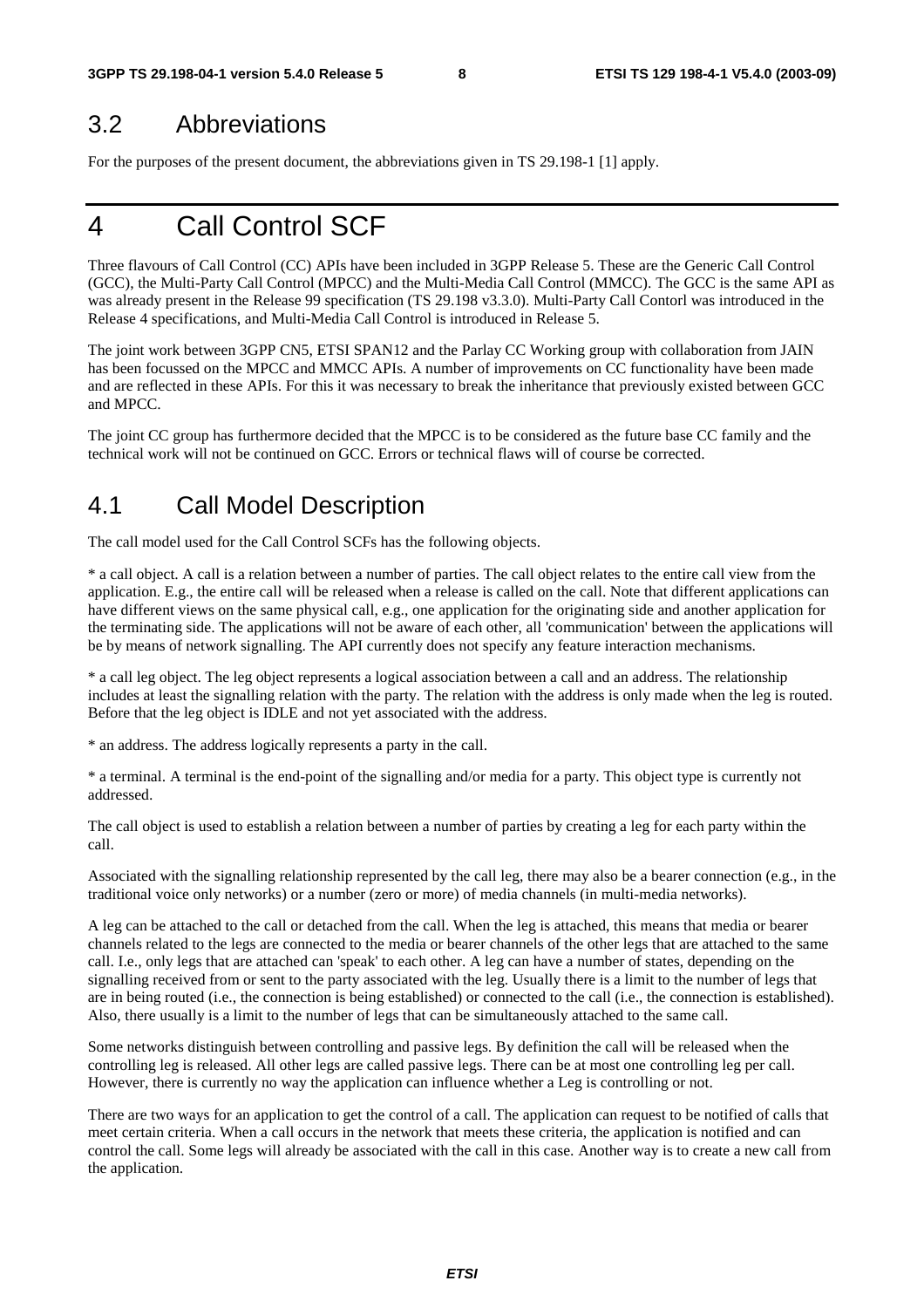## 3.2 Abbreviations

For the purposes of the present document, the abbreviations given in TS 29.198-1 [1] apply.

# 4 Call Control SCF

Three flavours of Call Control (CC) APIs have been included in 3GPP Release 5. These are the Generic Call Control (GCC), the Multi-Party Call Control (MPCC) and the Multi-Media Call Control (MMCC). The GCC is the same API as was already present in the Release 99 specification (TS 29.198 v3.3.0). Multi-Party Call Contorl was introduced in the Release 4 specifications, and Multi-Media Call Control is introduced in Release 5.

The joint work between 3GPP CN5, ETSI SPAN12 and the Parlay CC Working group with collaboration from JAIN has been focussed on the MPCC and MMCC APIs. A number of improvements on CC functionality have been made and are reflected in these APIs. For this it was necessary to break the inheritance that previously existed between GCC and MPCC.

The joint CC group has furthermore decided that the MPCC is to be considered as the future base CC family and the technical work will not be continued on GCC. Errors or technical flaws will of course be corrected.

## 4.1 Call Model Description

The call model used for the Call Control SCFs has the following objects.

* a call object. A call is a relation between a number of parties. The call object relates to the entire call view from the application. E.g., the entire call will be released when a release is called on the call. Note that different applications can have different views on the same physical call, e.g., one application for the originating side and another application for the terminating side. The applications will not be aware of each other, all 'communication' between the applications will be by means of network signalling. The API currently does not specify any feature interaction mechanisms.

* a call leg object. The leg object represents a logical association between a call and an address. The relationship includes at least the signalling relation with the party. The relation with the address is only made when the leg is routed. Before that the leg object is IDLE and not yet associated with the address.

* an address. The address logically represents a party in the call.

* a terminal. A terminal is the end-point of the signalling and/or media for a party. This object type is currently not addressed.

The call object is used to establish a relation between a number of parties by creating a leg for each party within the call.

Associated with the signalling relationship represented by the call leg, there may also be a bearer connection (e.g., in the traditional voice only networks) or a number (zero or more) of media channels (in multi-media networks).

A leg can be attached to the call or detached from the call. When the leg is attached, this means that media or bearer channels related to the legs are connected to the media or bearer channels of the other legs that are attached to the same call. I.e., only legs that are attached can 'speak' to each other. A leg can have a number of states, depending on the signalling received from or sent to the party associated with the leg. Usually there is a limit to the number of legs that are in being routed (i.e., the connection is being established) or connected to the call (i.e., the connection is established). Also, there usually is a limit to the number of legs that can be simultaneously attached to the same call.

Some networks distinguish between controlling and passive legs. By definition the call will be released when the controlling leg is released. All other legs are called passive legs. There can be at most one controlling leg per call. However, there is currently no way the application can influence whether a Leg is controlling or not.

There are two ways for an application to get the control of a call. The application can request to be notified of calls that meet certain criteria. When a call occurs in the network that meets these criteria, the application is notified and can control the call. Some legs will already be associated with the call in this case. Another way is to create a new call from the application.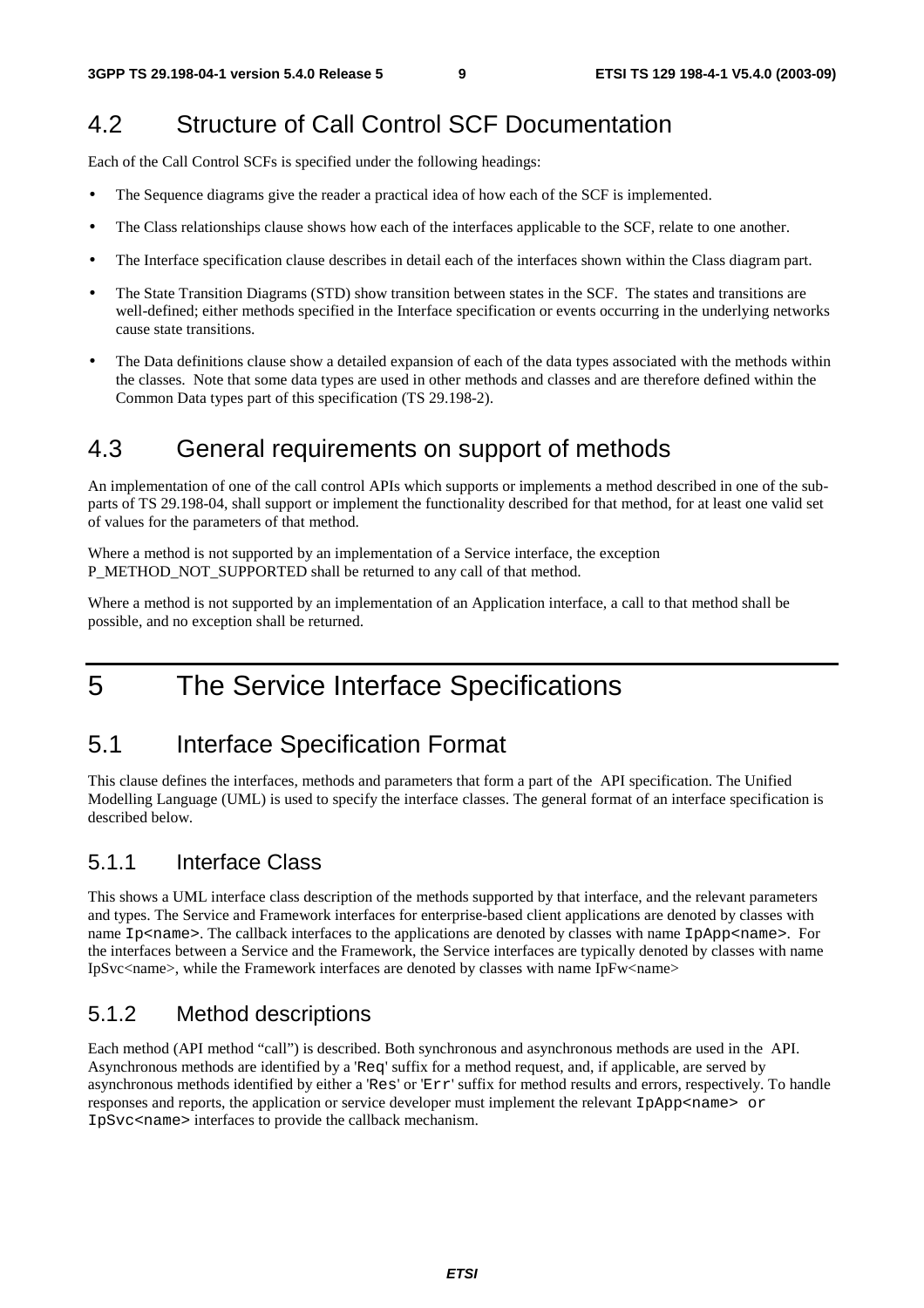## 4.2 Structure of Call Control SCF Documentation

Each of the Call Control SCFs is specified under the following headings:

- The Sequence diagrams give the reader a practical idea of how each of the SCF is implemented.
- The Class relationships clause shows how each of the interfaces applicable to the SCF, relate to one another.
- The Interface specification clause describes in detail each of the interfaces shown within the Class diagram part.
- The State Transition Diagrams (STD) show transition between states in the SCF. The states and transitions are well-defined; either methods specified in the Interface specification or events occurring in the underlying networks cause state transitions.
- The Data definitions clause show a detailed expansion of each of the data types associated with the methods within the classes. Note that some data types are used in other methods and classes and are therefore defined within the Common Data types part of this specification (TS 29.198-2).

## 4.3 General requirements on support of methods

An implementation of one of the call control APIs which supports or implements a method described in one of the sub-parts of TS 29.198-04, shall support or implement the functionality described for that method, for at least one valid set of values for the parameters of that method.

Where a method is not supported by an implementation of a Service interface, the exception P_METHOD_NOT_SUPPORTED shall be returned to any call of that method.

Where a method is not supported by an implementation of an Application interface, a call to that method shall be possible, and no exception shall be returned.

# 5 The Service Interface Specifications

## 5.1 Interface Specification Format

This clause defines the interfaces, methods and parameters that form a part of the API specification. The Unified Modelling Language (UML) is used to specify the interface classes. The general format of an interface specification is described below.

### 5.1.1 Interface Class

This shows a UML interface class description of the methods supported by that interface, and the relevant parameters and types. The Service and Framework interfaces for enterprise-based client applications are denoted by classes with name `Ip<name>`. The callback interfaces to the applications are denoted by classes with name `IpApp<name>`. For the interfaces between a Service and the Framework, the Service interfaces are typically denoted by classes with name IpSvc<name>, while the Framework interfaces are denoted by classes with name IpFw<name>

### 5.1.2 Method descriptions

Each method (API method "call") is described. Both synchronous and asynchronous methods are used in the API. Asynchronous methods are identified by a '`Req`' suffix for a method request, and, if applicable, are served by asynchronous methods identified by either a '`Res`' or '`Err`' suffix for method results and errors, respectively. To handle responses and reports, the application or service developer must implement the relevant `IpApp<name> or IpSvc<name>` interfaces to provide the callback mechanism.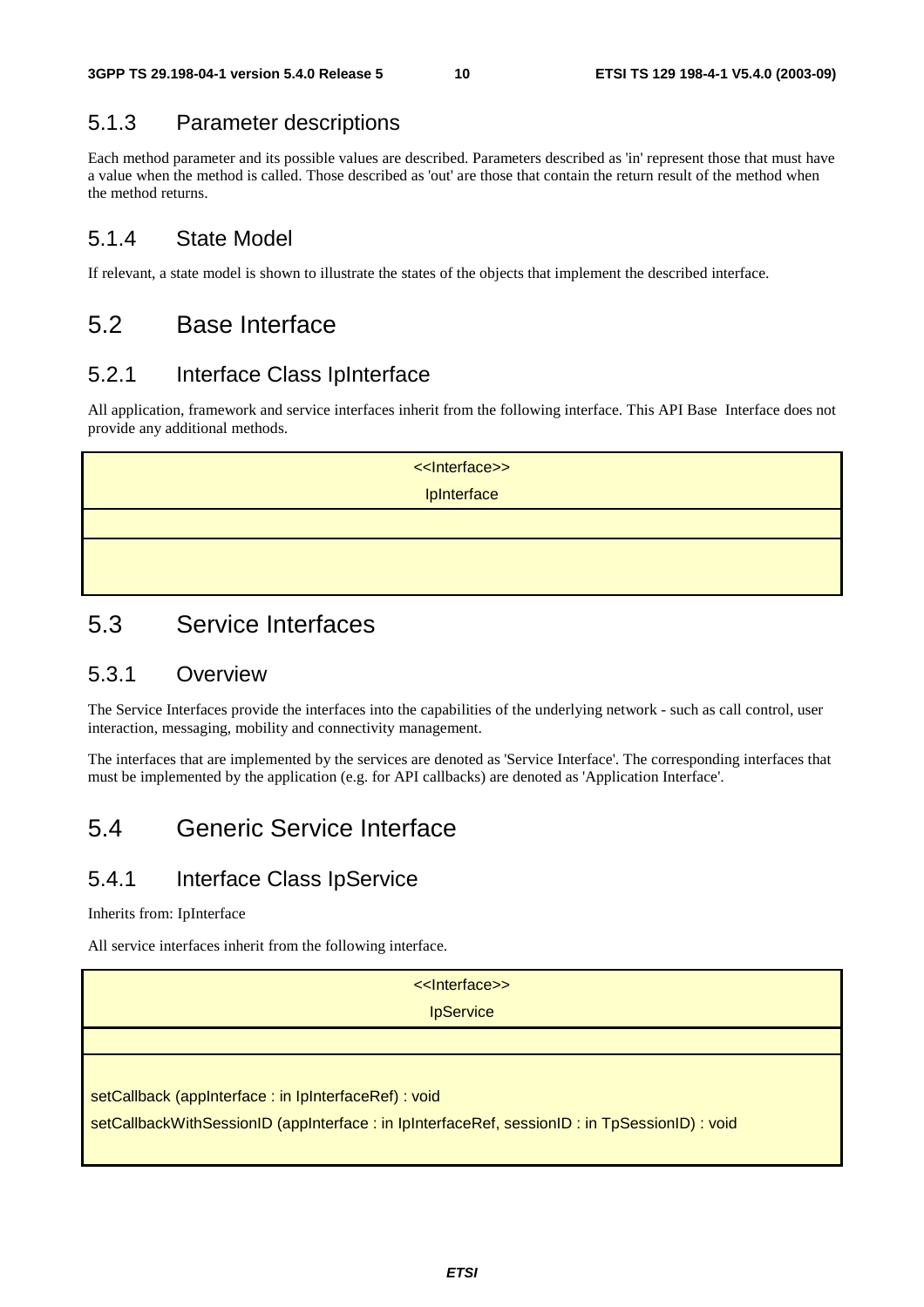### 5.1.3 Parameter descriptions

Each method parameter and its possible values are described. Parameters described as 'in' represent those that must have a value when the method is called. Those described as 'out' are those that contain the return result of the method when the method returns.

### 5.1.4 State Model

If relevant, a state model is shown to illustrate the states of the objects that implement the described interface.

## 5.2 Base Interface

### 5.2.1 Interface Class IpInterface

All application, framework and service interfaces inherit from the following interface. This API Base Interface does not provide any additional methods.

| <<Interface>> IpInterface |
|---|
| |
| |

## 5.3 Service Interfaces

### 5.3.1 Overview

The Service Interfaces provide the interfaces into the capabilities of the underlying network - such as call control, user interaction, messaging, mobility and connectivity management.

The interfaces that are implemented by the services are denoted as 'Service Interface'. The corresponding interfaces that must be implemented by the application (e.g. for API callbacks) are denoted as 'Application Interface'.

## 5.4 Generic Service Interface

### 5.4.1 Interface Class IpService

Inherits from: IpInterface

All service interfaces inherit from the following interface.

| <<Interface>> IpService |
|---|
| |
| setCallback (appInterface : in IpInterfaceRef) : void<br>setCallbackWithSessionID (appInterface : in IpInterfaceRef, sessionID : in TpSessionID) : void |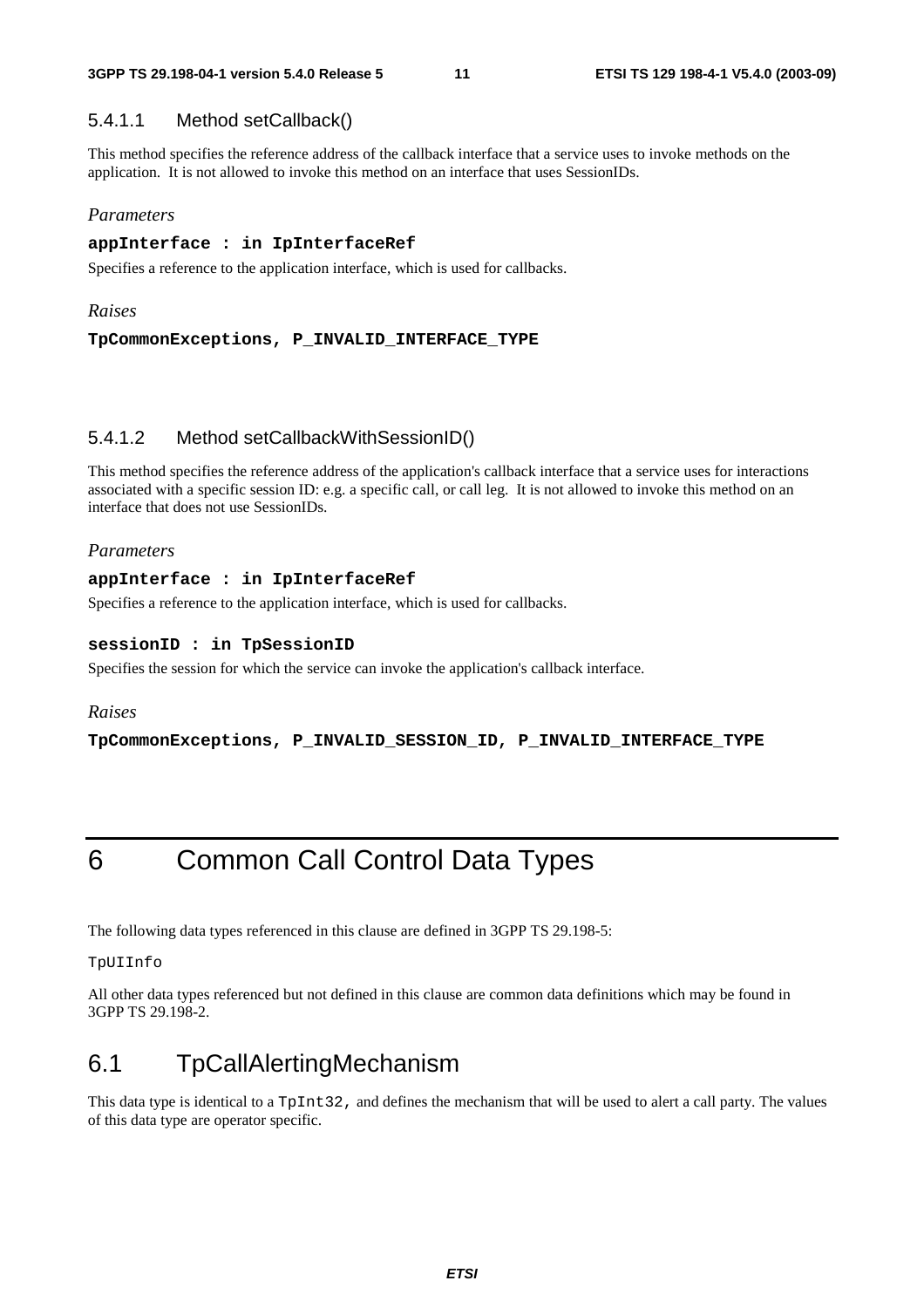#### 5.4.1.1 Method setCallback()

This method specifies the reference address of the callback interface that a service uses to invoke methods on the application. It is not allowed to invoke this method on an interface that uses SessionIDs.

*Parameters*

**appInterface : in IpInterfaceRef**

Specifies a reference to the application interface, which is used for callbacks.

*Raises*

**TpCommonExceptions, P_INVALID_INTERFACE_TYPE**

#### 5.4.1.2 Method setCallbackWithSessionID()

This method specifies the reference address of the application's callback interface that a service uses for interactions associated with a specific session ID: e.g. a specific call, or call leg. It is not allowed to invoke this method on an interface that does not use SessionIDs.

*Parameters*

**appInterface : in IpInterfaceRef**

Specifies a reference to the application interface, which is used for callbacks.

**sessionID : in TpSessionID**

Specifies the session for which the service can invoke the application's callback interface.

*Raises*

**TpCommonExceptions, P_INVALID_SESSION_ID, P_INVALID_INTERFACE_TYPE**

# 6 Common Call Control Data Types

The following data types referenced in this clause are defined in 3GPP TS 29.198-5:

TpUIInfo

All other data types referenced but not defined in this clause are common data definitions which may be found in 3GPP TS 29.198-2.

## 6.1 TpCallAlertingMechanism

This data type is identical to a TpInt32, and defines the mechanism that will be used to alert a call party. The values of this data type are operator specific.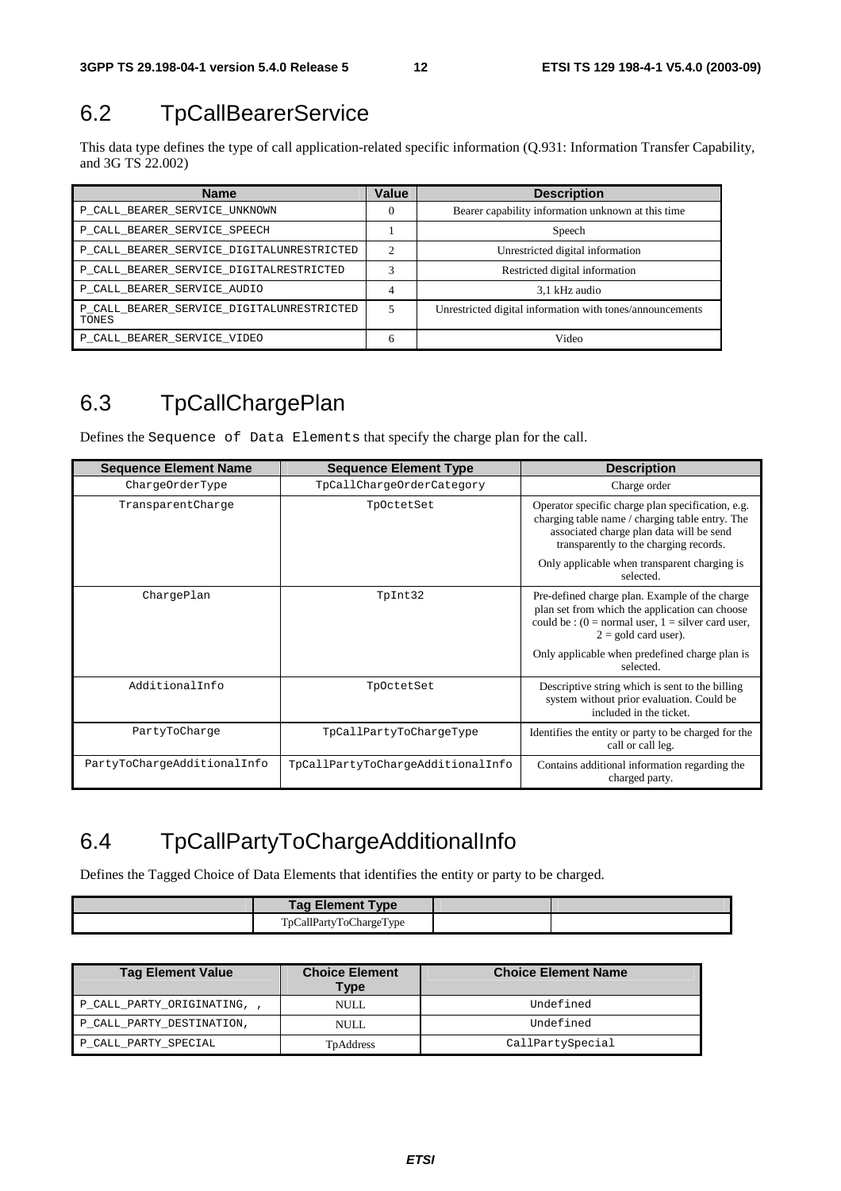## 6.2 TpCallBearerService

This data type defines the type of call application-related specific information (Q.931: Information Transfer Capability, and 3G TS 22.002)

| Name | Value | Description |
|---|---|---|
| P_CALL_BEARER_SERVICE_UNKNOWN | 0 | Bearer capability information unknown at this time |
| P_CALL_BEARER_SERVICE_SPEECH | 1 | Speech |
| P_CALL_BEARER_SERVICE_DIGITALUNRESTRICTED | 2 | Unrestricted digital information |
| P_CALL_BEARER_SERVICE_DIGITALRESTRICTED | 3 | Restricted digital information |
| P_CALL_BEARER_SERVICE_AUDIO | 4 | 3,1 kHz audio |
| P_CALL_BEARER_SERVICE_DIGITALUNRESTRICTED TONES | 5 | Unrestricted digital information with tones/announcements |
| P_CALL_BEARER_SERVICE_VIDEO | 6 | Video |

## 6.3 TpCallChargePlan

Defines the `Sequence of Data Elements` that specify the charge plan for the call.

| Sequence Element Name | Sequence Element Type | Description |
|---|---|---|
| ChargeOrderType | TpCallChargeOrderCategory | Charge order |
| TransparentCharge | TpOctetSet | Operator specific charge plan specification, e.g. charging table name / charging table entry. The associated charge plan data will be send transparently to the charging records.<br><br>Only applicable when transparent charging is selected. |
| ChargePlan | TpInt32 | Pre-defined charge plan. Example of the charge plan set from which the application can choose could be : (0 = normal user, 1 = silver card user, 2 = gold card user).<br><br>Only applicable when predefined charge plan is selected. |
| AdditionalInfo | TpOctetSet | Descriptive string which is sent to the billing system without prior evaluation. Could be included in the ticket. |
| PartyToCharge | TpCallPartyToChargeType | Identifies the entity or party to be charged for the call or call leg. |
| PartyToChargeAdditionalInfo | TpCallPartyToChargeAdditionalInfo | Contains additional information regarding the charged party. |

## 6.4 TpCallPartyToChargeAdditionalInfo

Defines the Tagged Choice of Data Elements that identifies the entity or party to be charged.

| | Tag Element Type | | |
|---|---|---|---|
| | TpCallPartyToChargeType | | |

| Tag Element Value | Choice Element Type | Choice Element Name |
|---|---|---|
| P_CALL_PARTY_ORIGINATING, , | NULL | Undefined |
| P_CALL_PARTY_DESTINATION, | NULL | Undefined |
| P_CALL_PARTY_SPECIAL | TpAddress | CallPartySpecial |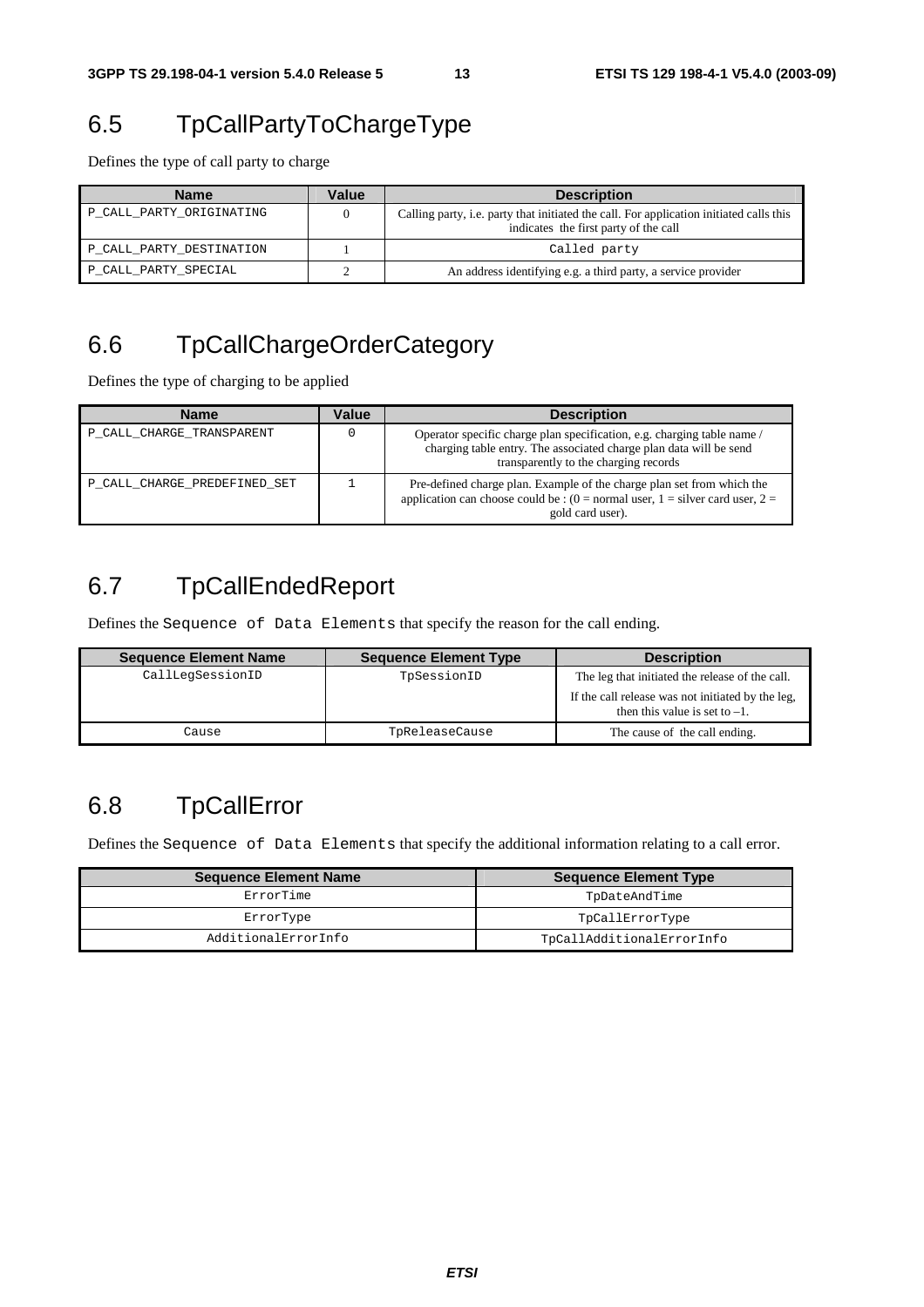## 6.5 TpCallPartyToChargeType

Defines the type of call party to charge

| Name | Value | Description |
|---|---|---|
| P_CALL_PARTY_ORIGINATING | 0 | Calling party, i.e. party that initiated the call. For application initiated calls this indicates the first party of the call |
| P_CALL_PARTY_DESTINATION | 1 | Called party |
| P_CALL_PARTY_SPECIAL | 2 | An address identifying e.g. a third party, a service provider |

## 6.6 TpCallChargeOrderCategory

Defines the type of charging to be applied

| Name | Value | Description |
|---|---|---|
| P_CALL_CHARGE_TRANSPARENT | 0 | Operator specific charge plan specification, e.g. charging table name / charging table entry. The associated charge plan data will be send transparently to the charging records |
| P_CALL_CHARGE_PREDEFINED_SET | 1 | Pre-defined charge plan. Example of the charge plan set from which the application can choose could be : (0 = normal user, 1 = silver card user, 2 = gold card user). |

## 6.7 TpCallEndedReport

Defines the Sequence of Data Elements that specify the reason for the call ending.

| Sequence Element Name | Sequence Element Type | Description |
|---|---|---|
| CallLegSessionID | TpSessionID | The leg that initiated the release of the call.<br><br>If the call release was not initiated by the leg, then this value is set to –1. |
| Cause | TpReleaseCause | The cause of the call ending. |

## 6.8 TpCallError

Defines the Sequence of Data Elements that specify the additional information relating to a call error.

| Sequence Element Name | Sequence Element Type |
|---|---|
| ErrorTime | TpDateAndTime |
| ErrorType | TpCallErrorType |
| AdditionalErrorInfo | TpCallAdditionalErrorInfo |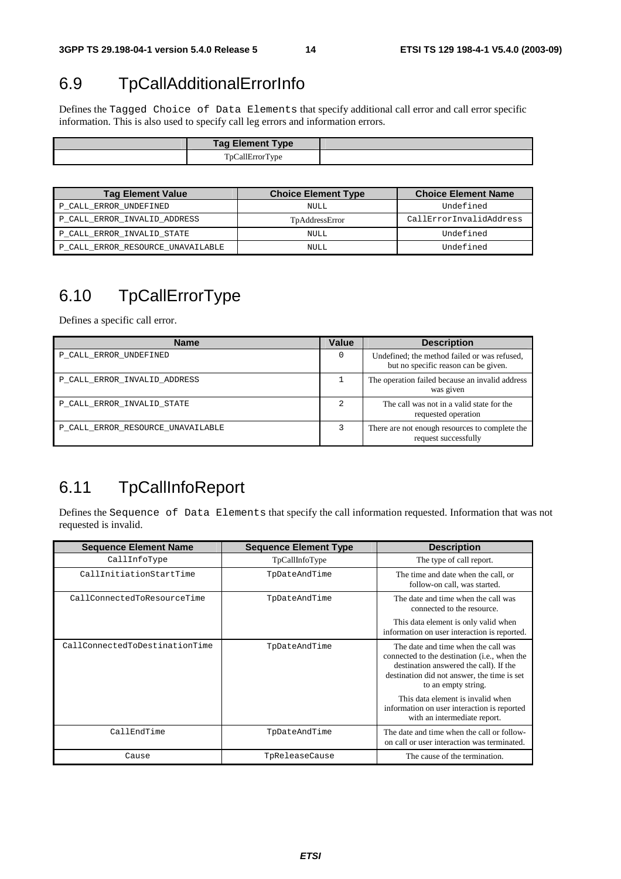## 6.9 TpCallAdditionalErrorInfo

Defines the Tagged Choice of Data Elements that specify additional call error and call error specific information. This is also used to specify call leg errors and information errors.

| | Tag Element Type | |
|---|---|---|
| | TpCallErrorType | |

| Tag Element Value | Choice Element Type | Choice Element Name |
|---|---|---|
| P_CALL_ERROR_UNDEFINED | NULL | Undefined |
| P_CALL_ERROR_INVALID_ADDRESS | TpAddressError | CallErrorInvalidAddress |
| P_CALL_ERROR_INVALID_STATE | NULL | Undefined |
| P_CALL_ERROR_RESOURCE_UNAVAILABLE | NULL | Undefined |

## 6.10 TpCallErrorType

Defines a specific call error.

| Name | Value | Description |
|---|---|---|
| P_CALL_ERROR_UNDEFINED | 0 | Undefined; the method failed or was refused, but no specific reason can be given. |
| P_CALL_ERROR_INVALID_ADDRESS | 1 | The operation failed because an invalid address was given |
| P_CALL_ERROR_INVALID_STATE | 2 | The call was not in a valid state for the requested operation |
| P_CALL_ERROR_RESOURCE_UNAVAILABLE | 3 | There are not enough resources to complete the request successfully |

## 6.11 TpCallInfoReport

Defines the Sequence of Data Elements that specify the call information requested. Information that was not requested is invalid.

| Sequence Element Name | Sequence Element Type | Description |
|---|---|---|
| CallInfoType | TpCallInfoType | The type of call report. |
| CallInitiationStartTime | TpDateAndTime | The time and date when the call, or follow-on call, was started. |
| CallConnectedToResourceTime | TpDateAndTime | The date and time when the call was connected to the resource.<br><br>This data element is only valid when information on user interaction is reported. |
| CallConnectedToDestinationTime | TpDateAndTime | The date and time when the call was connected to the destination (i.e., when the destination answered the call). If the destination did not answer, the time is set to an empty string.<br><br>This data element is invalid when information on user interaction is reported with an intermediate report. |
| CallEndTime | TpDateAndTime | The date and time when the call or follow-on call or user interaction was terminated. |
| Cause | TpReleaseCause | The cause of the termination. |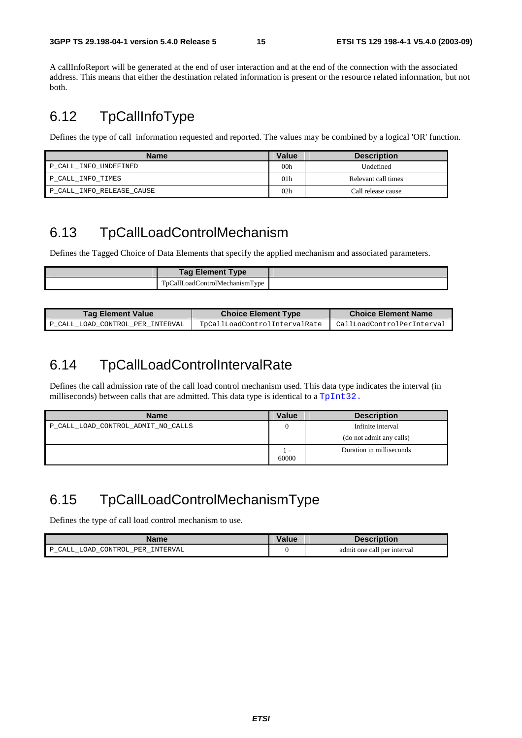A callInfoReport will be generated at the end of user interaction and at the end of the connection with the associated address. This means that either the destination related information is present or the resource related information, but not both.

## 6.12 TpCallInfoType

Defines the type of call information requested and reported. The values may be combined by a logical 'OR' function.

| Name | Value | Description |
|---|---|---|
| P_CALL_INFO_UNDEFINED | 00h | Undefined |
| P_CALL_INFO_TIMES | 01h | Relevant call times |
| P_CALL_INFO_RELEASE_CAUSE | 02h | Call release cause |

## 6.13 TpCallLoadControlMechanism

Defines the Tagged Choice of Data Elements that specify the applied mechanism and associated parameters.

| | Tag Element Type | |
|---|---|---|
| | TpCallLoadControlMechanismType | |

| Tag Element Value | Choice Element Type | Choice Element Name |
|---|---|---|
| P_CALL_LOAD_CONTROL_PER_INTERVAL | TpCallLoadControlIntervalRate | CallLoadControlPerInterval |

## 6.14 TpCallLoadControlIntervalRate

Defines the call admission rate of the call load control mechanism used. This data type indicates the interval (in milliseconds) between calls that are admitted. This data type is identical to a TpInt32.

| Name | Value | Description |
|---|---|---|
| P_CALL_LOAD_CONTROL_ADMIT_NO_CALLS | 0 | Infinite interval<br>(do not admit any calls) |
| | 1 - 60000 | Duration in milliseconds |

## 6.15 TpCallLoadControlMechanismType

Defines the type of call load control mechanism to use.

| Name | Value | Description |
|---|---|---|
| P_CALL_LOAD_CONTROL_PER_INTERVAL | 0 | admit one call per interval |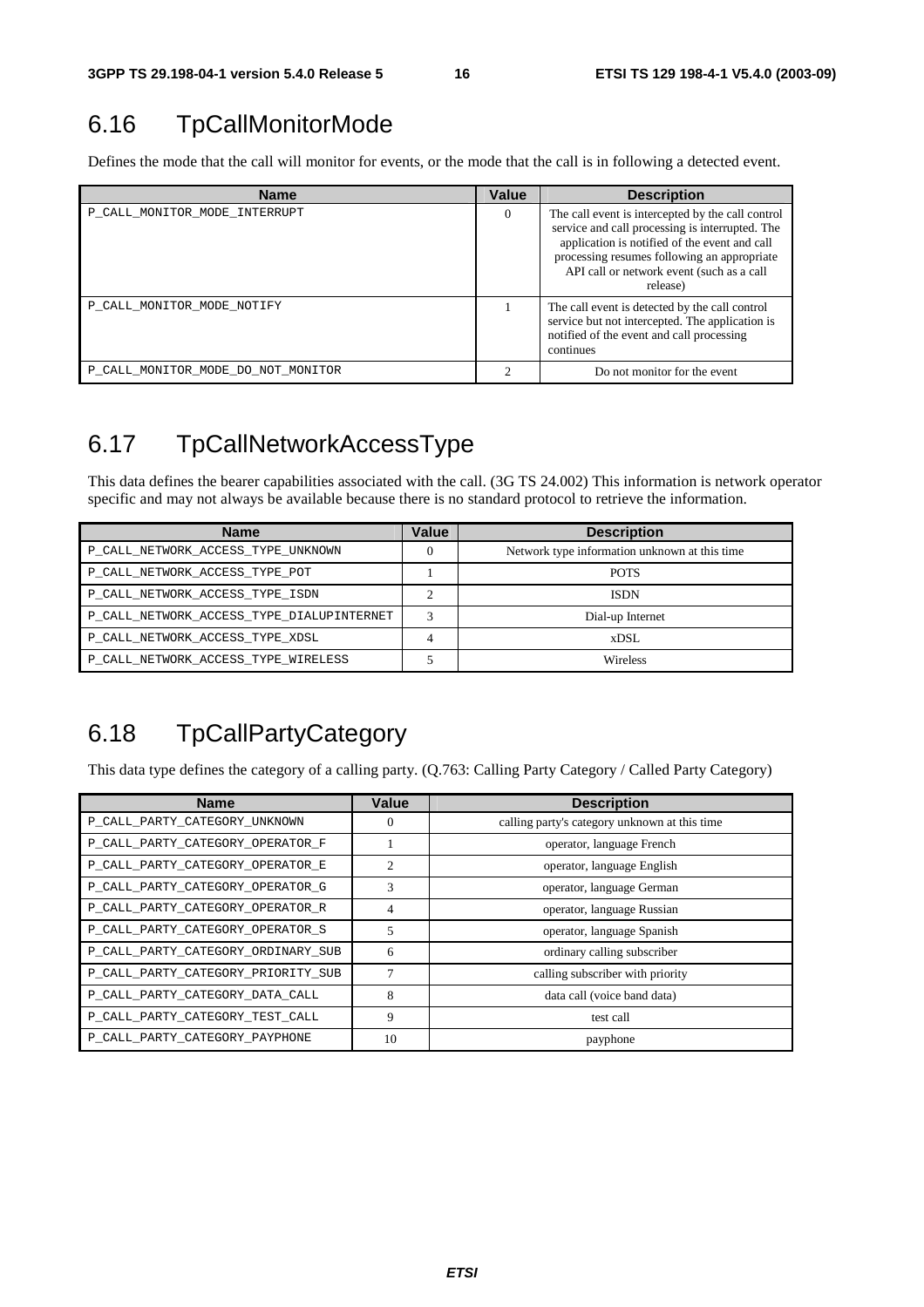## 6.16 TpCallMonitorMode

Defines the mode that the call will monitor for events, or the mode that the call is in following a detected event.

| Name | Value | Description |
|---|---|---|
| P_CALL_MONITOR_MODE_INTERRUPT | 0 | The call event is intercepted by the call control service and call processing is interrupted. The application is notified of the event and call processing resumes following an appropriate API call or network event (such as a call release) |
| P_CALL_MONITOR_MODE_NOTIFY | 1 | The call event is detected by the call control service but not intercepted. The application is notified of the event and call processing continues |
| P_CALL_MONITOR_MODE_DO_NOT_MONITOR | 2 | Do not monitor for the event |

## 6.17 TpCallNetworkAccessType

This data defines the bearer capabilities associated with the call. (3G TS 24.002) This information is network operator specific and may not always be available because there is no standard protocol to retrieve the information.

| Name | Value | Description |
|---|---|---|
| P_CALL_NETWORK_ACCESS_TYPE_UNKNOWN | 0 | Network type information unknown at this time |
| P_CALL_NETWORK_ACCESS_TYPE_POT | 1 | POTS |
| P_CALL_NETWORK_ACCESS_TYPE_ISDN | 2 | ISDN |
| P_CALL_NETWORK_ACCESS_TYPE_DIALUPINTERNET | 3 | Dial-up Internet |
| P_CALL_NETWORK_ACCESS_TYPE_XDSL | 4 | xDSL |
| P_CALL_NETWORK_ACCESS_TYPE_WIRELESS | 5 | Wireless |

## 6.18 TpCallPartyCategory

This data type defines the category of a calling party. (Q.763: Calling Party Category / Called Party Category)

| Name | Value | Description |
|---|---|---|
| P_CALL_PARTY_CATEGORY_UNKNOWN | 0 | calling party's category unknown at this time |
| P_CALL_PARTY_CATEGORY_OPERATOR_F | 1 | operator, language French |
| P_CALL_PARTY_CATEGORY_OPERATOR_E | 2 | operator, language English |
| P_CALL_PARTY_CATEGORY_OPERATOR_G | 3 | operator, language German |
| P_CALL_PARTY_CATEGORY_OPERATOR_R | 4 | operator, language Russian |
| P_CALL_PARTY_CATEGORY_OPERATOR_S | 5 | operator, language Spanish |
| P_CALL_PARTY_CATEGORY_ORDINARY_SUB | 6 | ordinary calling subscriber |
| P_CALL_PARTY_CATEGORY_PRIORITY_SUB | 7 | calling subscriber with priority |
| P_CALL_PARTY_CATEGORY_DATA_CALL | 8 | data call (voice band data) |
| P_CALL_PARTY_CATEGORY_TEST_CALL | 9 | test call |
| P_CALL_PARTY_CATEGORY_PAYPHONE | 10 | payphone |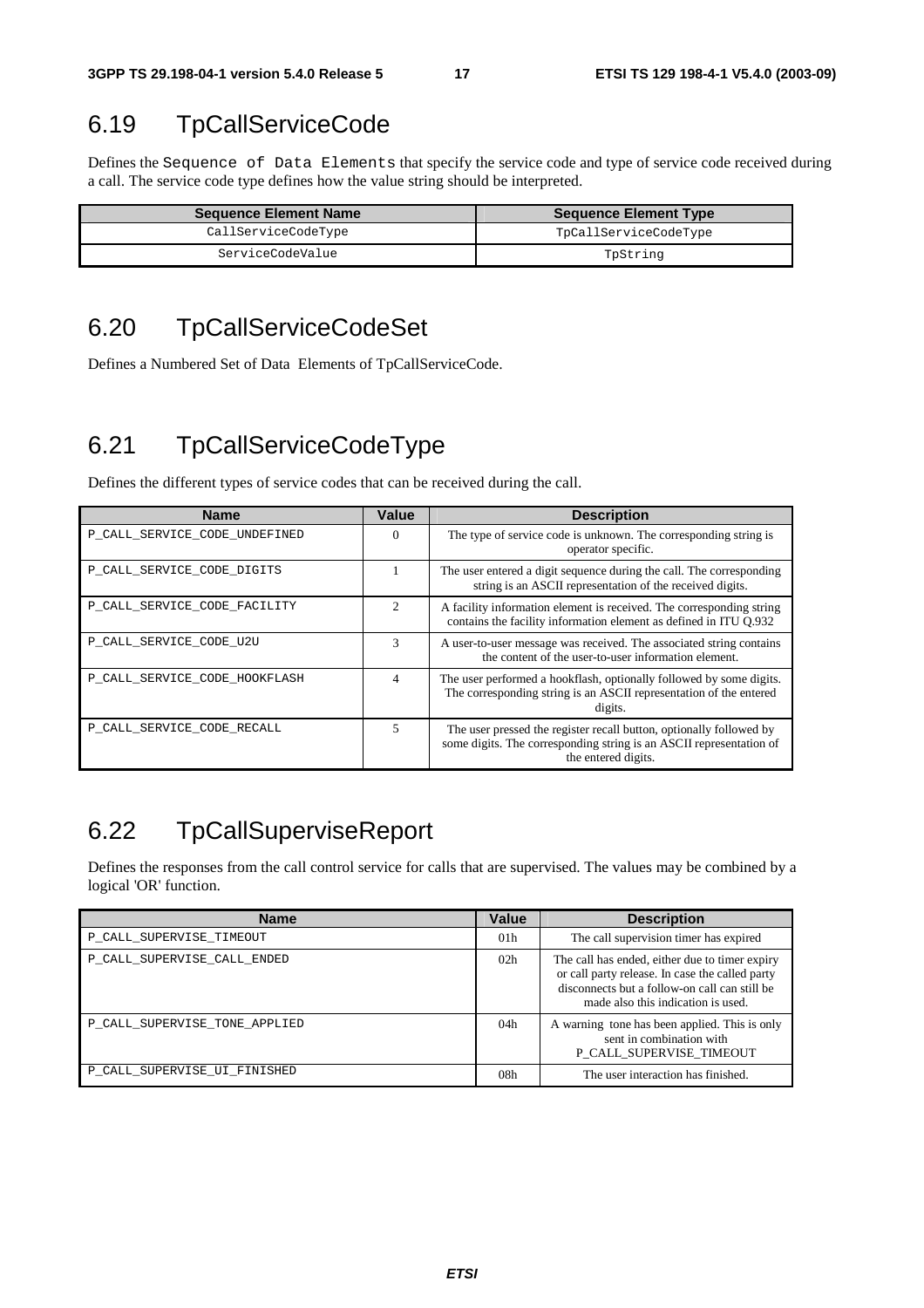## 6.19 TpCallServiceCode

Defines the `Sequence of Data Elements` that specify the service code and type of service code received during a call. The service code type defines how the value string should be interpreted.

| Sequence Element Name | Sequence Element Type |
|---|---|
| CallServiceCodeType | TpCallServiceCodeType |
| ServiceCodeValue | TpString |

## 6.20 TpCallServiceCodeSet

Defines a Numbered Set of Data Elements of TpCallServiceCode.

## 6.21 TpCallServiceCodeType

Defines the different types of service codes that can be received during the call.

| Name | Value | Description |
|---|---|---|
| P_CALL_SERVICE_CODE_UNDEFINED | 0 | The type of service code is unknown. The corresponding string is operator specific. |
| P_CALL_SERVICE_CODE_DIGITS | 1 | The user entered a digit sequence during the call. The corresponding string is an ASCII representation of the received digits. |
| P_CALL_SERVICE_CODE_FACILITY | 2 | A facility information element is received. The corresponding string contains the facility information element as defined in ITU Q.932 |
| P_CALL_SERVICE_CODE_U2U | 3 | A user-to-user message was received. The associated string contains the content of the user-to-user information element. |
| P_CALL_SERVICE_CODE_HOOKFLASH | 4 | The user performed a hookflash, optionally followed by some digits. The corresponding string is an ASCII representation of the entered digits. |
| P_CALL_SERVICE_CODE_RECALL | 5 | The user pressed the register recall button, optionally followed by some digits. The corresponding string is an ASCII representation of the entered digits. |

## 6.22 TpCallSuperviseReport

Defines the responses from the call control service for calls that are supervised. The values may be combined by a logical 'OR' function.

| Name | Value | Description |
|---|---|---|
| P_CALL_SUPERVISE_TIMEOUT | 01h | The call supervision timer has expired |
| P_CALL_SUPERVISE_CALL_ENDED | 02h | The call has ended, either due to timer expiry or call party release. In case the called party disconnects but a follow-on call can still be made also this indication is used. |
| P_CALL_SUPERVISE_TONE_APPLIED | 04h | A warning tone has been applied. This is only sent in combination with P_CALL_SUPERVISE_TIMEOUT |
| P_CALL_SUPERVISE_UI_FINISHED | 08h | The user interaction has finished. |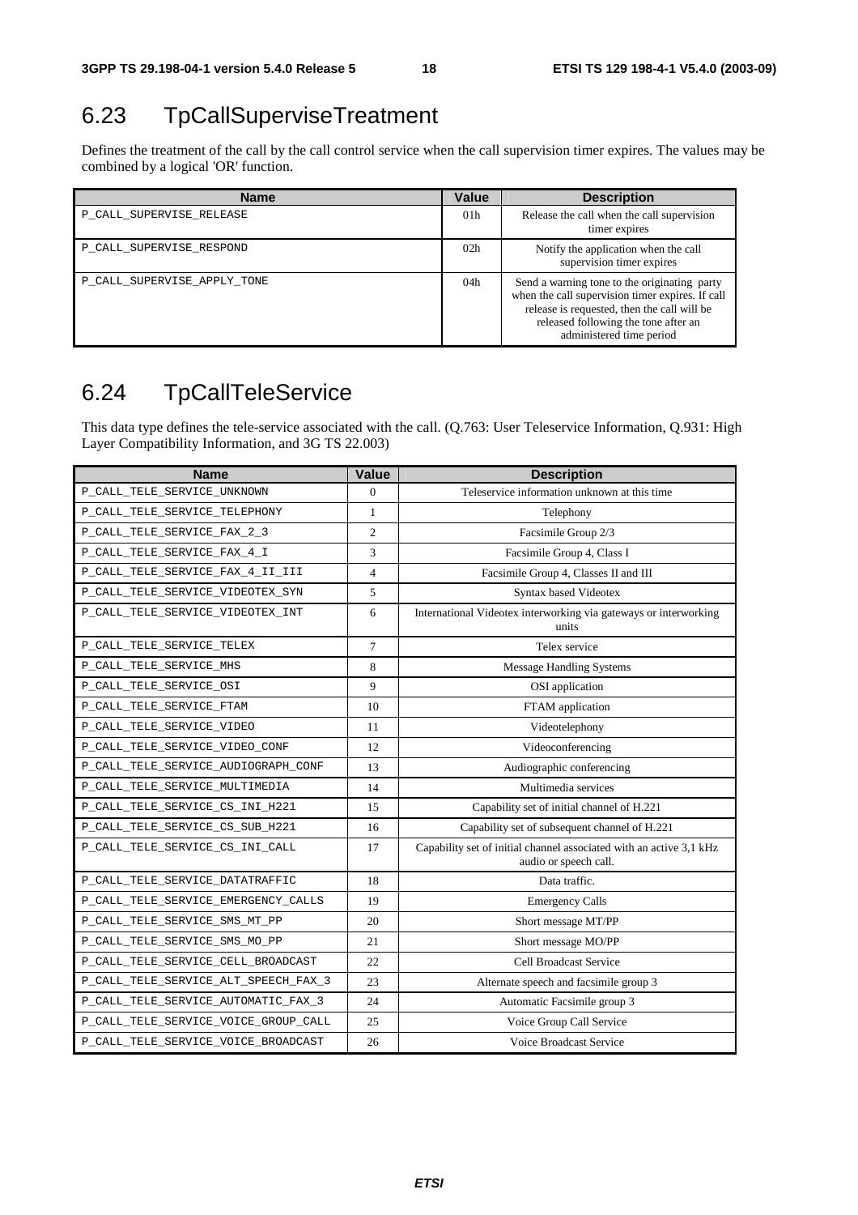## 6.23 TpCallSuperviseTreatment

Defines the treatment of the call by the call control service when the call supervision timer expires. The values may be combined by a logical 'OR' function.

| Name | Value | Description |
|---|---|---|
| P_CALL_SUPERVISE_RELEASE | 01h | Release the call when the call supervision timer expires |
| P_CALL_SUPERVISE_RESPOND | 02h | Notify the application when the call supervision timer expires |
| P_CALL_SUPERVISE_APPLY_TONE | 04h | Send a warning tone to the originating party when the call supervision timer expires. If call release is requested, then the call will be released following the tone after an administered time period |

## 6.24 TpCallTeleService

This data type defines the tele-service associated with the call. (Q.763: User Teleservice Information, Q.931: High Layer Compatibility Information, and 3G TS 22.003)

| Name | Value | Description |
|---|---|---|
| P_CALL_TELE_SERVICE_UNKNOWN | 0 | Teleservice information unknown at this time |
| P_CALL_TELE_SERVICE_TELEPHONY | 1 | Telephony |
| P_CALL_TELE_SERVICE_FAX_2_3 | 2 | Facsimile Group 2/3 |
| P_CALL_TELE_SERVICE_FAX_4_I | 3 | Facsimile Group 4, Class I |
| P_CALL_TELE_SERVICE_FAX_4_II_III | 4 | Facsimile Group 4, Classes II and III |
| P_CALL_TELE_SERVICE_VIDEOTEX_SYN | 5 | Syntax based Videotex |
| P_CALL_TELE_SERVICE_VIDEOTEX_INT | 6 | International Videotex interworking via gateways or interworking units |
| P_CALL_TELE_SERVICE_TELEX | 7 | Telex service |
| P_CALL_TELE_SERVICE_MHS | 8 | Message Handling Systems |
| P_CALL_TELE_SERVICE_OSI | 9 | OSI application |
| P_CALL_TELE_SERVICE_FTAM | 10 | FTAM application |
| P_CALL_TELE_SERVICE_VIDEO | 11 | Videotelephony |
| P_CALL_TELE_SERVICE_VIDEO_CONF | 12 | Videoconferencing |
| P_CALL_TELE_SERVICE_AUDIOGRAPH_CONF | 13 | Audiographic conferencing |
| P_CALL_TELE_SERVICE_MULTIMEDIA | 14 | Multimedia services |
| P_CALL_TELE_SERVICE_CS_INI_H221 | 15 | Capability set of initial channel of H.221 |
| P_CALL_TELE_SERVICE_CS_SUB_H221 | 16 | Capability set of subsequent channel of H.221 |
| P_CALL_TELE_SERVICE_CS_INI_CALL | 17 | Capability set of initial channel associated with an active 3,1 kHz audio or speech call. |
| P_CALL_TELE_SERVICE_DATATRAFFIC | 18 | Data traffic. |
| P_CALL_TELE_SERVICE_EMERGENCY_CALLS | 19 | Emergency Calls |
| P_CALL_TELE_SERVICE_SMS_MT_PP | 20 | Short message MT/PP |
| P_CALL_TELE_SERVICE_SMS_MO_PP | 21 | Short message MO/PP |
| P_CALL_TELE_SERVICE_CELL_BROADCAST | 22 | Cell Broadcast Service |
| P_CALL_TELE_SERVICE_ALT_SPEECH_FAX_3 | 23 | Alternate speech and facsimile group 3 |
| P_CALL_TELE_SERVICE_AUTOMATIC_FAX_3 | 24 | Automatic Facsimile group 3 |
| P_CALL_TELE_SERVICE_VOICE_GROUP_CALL | 25 | Voice Group Call Service |
| P_CALL_TELE_SERVICE_VOICE_BROADCAST | 26 | Voice Broadcast Service |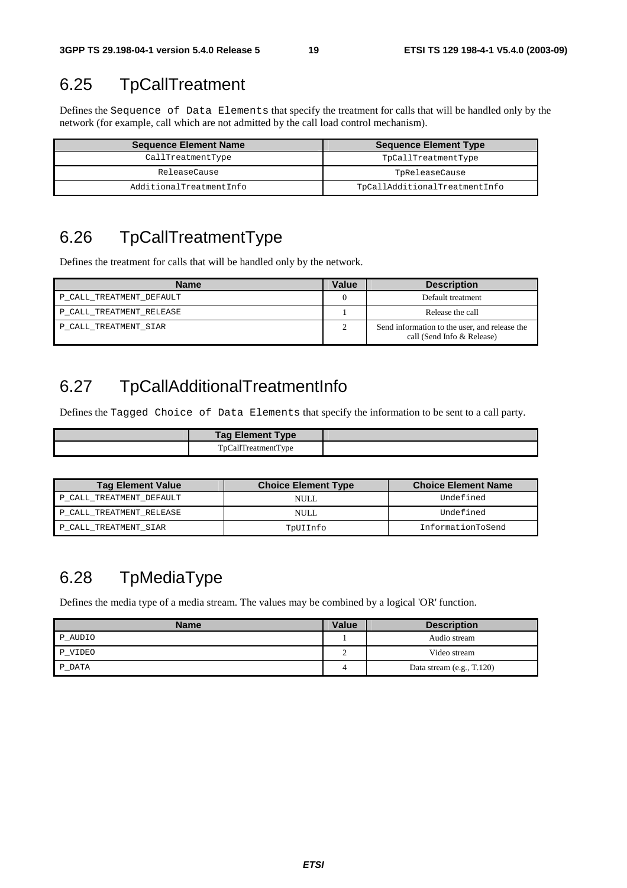## 6.25 TpCallTreatment

Defines the Sequence of Data Elements that specify the treatment for calls that will be handled only by the network (for example, call which are not admitted by the call load control mechanism).

| Sequence Element Name | Sequence Element Type |
|---|---|
| CallTreatmentType | TpCallTreatmentType |
| ReleaseCause | TpReleaseCause |
| AdditionalTreatmentInfo | TpCallAdditionalTreatmentInfo |

## 6.26 TpCallTreatmentType

Defines the treatment for calls that will be handled only by the network.

| Name | Value | Description |
|---|---|---|
| P_CALL_TREATMENT_DEFAULT | 0 | Default treatment |
| P_CALL_TREATMENT_RELEASE | 1 | Release the call |
| P_CALL_TREATMENT_SIAR | 2 | Send information to the user, and release the call (Send Info & Release) |

## 6.27 TpCallAdditionalTreatmentInfo

Defines the Tagged Choice of Data Elements that specify the information to be sent to a call party.

| | Tag Element Type | |
|---|---|---|
| | TpCallTreatmentType | |

| Tag Element Value | Choice Element Type | Choice Element Name |
|---|---|---|
| P_CALL_TREATMENT_DEFAULT | NULL | Undefined |
| P_CALL_TREATMENT_RELEASE | NULL | Undefined |
| P_CALL_TREATMENT_SIAR | TpUIInfo | InformationToSend |

## 6.28 TpMediaType

Defines the media type of a media stream. The values may be combined by a logical 'OR' function.

| Name | Value | Description |
|---|---|---|
| P_AUDIO | 1 | Audio stream |
| P_VIDEO | 2 | Video stream |
| P_DATA | 4 | Data stream (e.g., T.120) |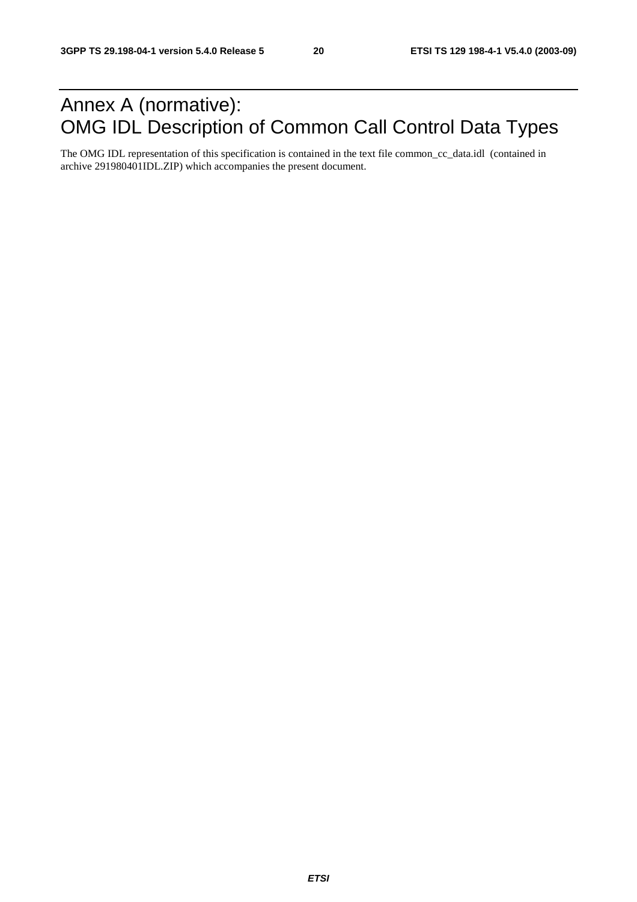# Annex A (normative): OMG IDL Description of Common Call Control Data Types

The OMG IDL representation of this specification is contained in the text file common_cc_data.idl (contained in archive 291980401IDL.ZIP) which accompanies the present document.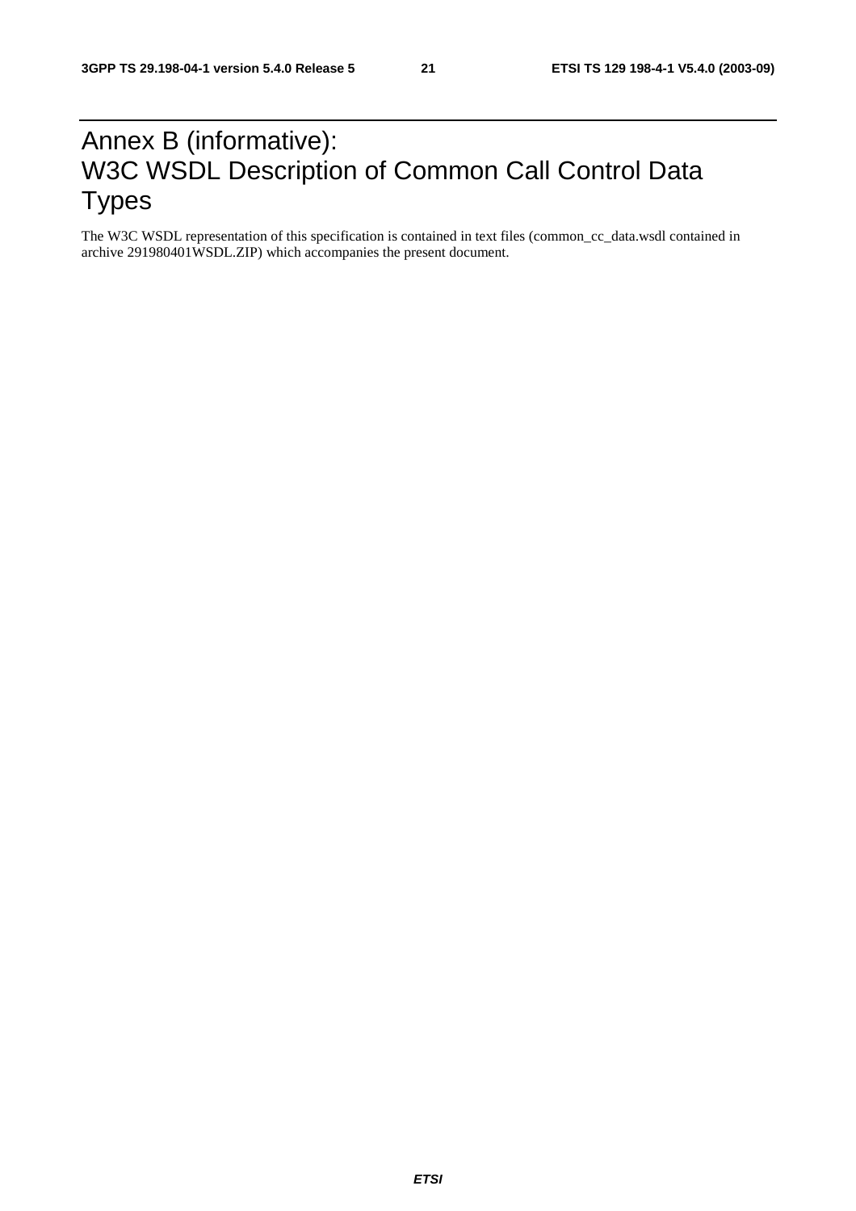# Annex B (informative): W3C WSDL Description of Common Call Control Data Types

The W3C WSDL representation of this specification is contained in text files (common_cc_data.wsdl contained in archive 291980401WSDL.ZIP) which accompanies the present document.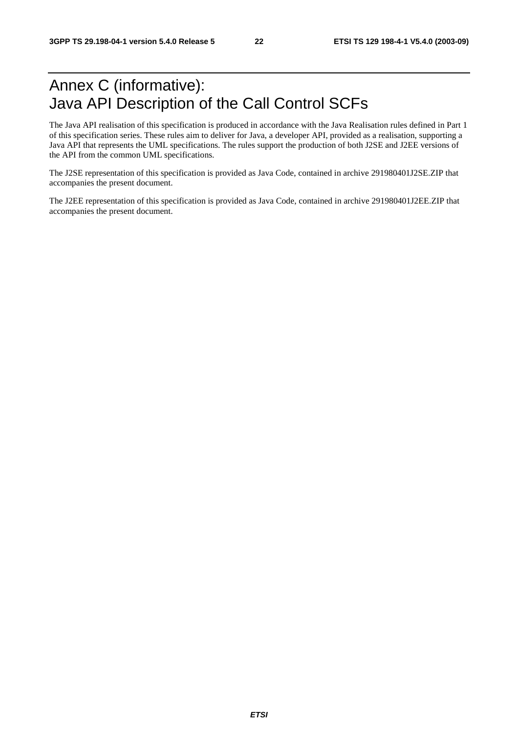# Annex C (informative): Java API Description of the Call Control SCFs

The Java API realisation of this specification is produced in accordance with the Java Realisation rules defined in Part 1 of this specification series. These rules aim to deliver for Java, a developer API, provided as a realisation, supporting a Java API that represents the UML specifications. The rules support the production of both J2SE and J2EE versions of the API from the common UML specifications.

The J2SE representation of this specification is provided as Java Code, contained in archive 291980401J2SE.ZIP that accompanies the present document.

The J2EE representation of this specification is provided as Java Code, contained in archive 291980401J2EE.ZIP that accompanies the present document.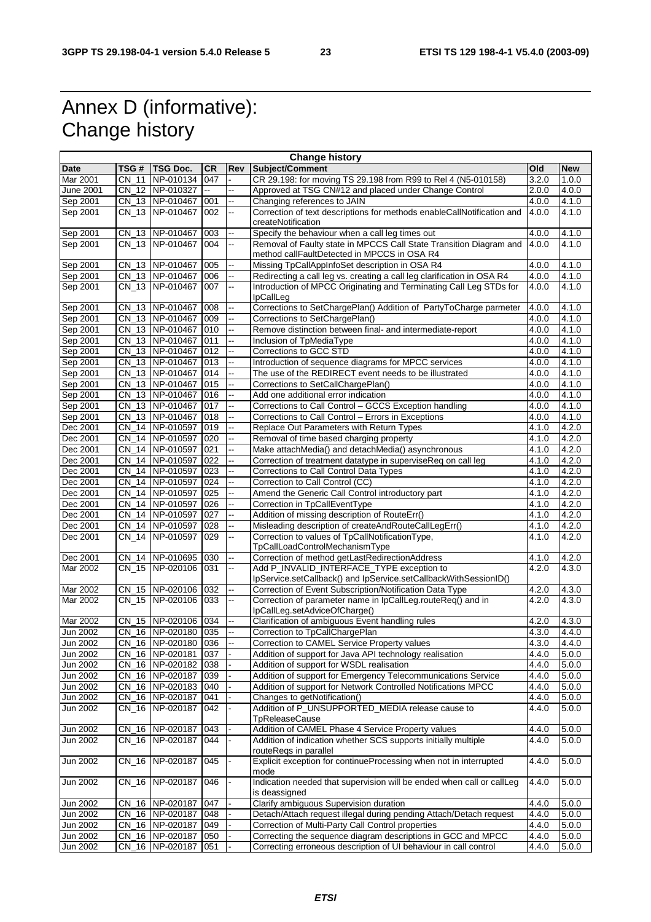# Annex D (informative): Change history

| Change history | | | | | | | |
|---|---|---|---|---|---|---|---|
| **Date** | **TSG #** | **TSG Doc.** | **CR** | **Rev** | **Subject/Comment** | **Old** | **New** |
| Mar 2001 | CN_11 | NP-010134 | 047 | - | CR 29.198: for moving TS 29.198 from R99 to Rel 4 (N5-010158) | 3.2.0 | 1.0.0 |
| June 2001 | CN_12 | NP-010327 | -- | -- | Approved at TSG CN#12 and placed under Change Control | 2.0.0 | 4.0.0 |
| Sep 2001 | CN_13 | NP-010467 | 001 | -- | Changing references to JAIN | 4.0.0 | 4.1.0 |
| Sep 2001 | CN_13 | NP-010467 | 002 | -- | Correction of text descriptions for methods enableCallNotification and createNotification | 4.0.0 | 4.1.0 |
| Sep 2001 | CN_13 | NP-010467 | 003 | -- | Specify the behaviour when a call leg times out | 4.0.0 | 4.1.0 |
| Sep 2001 | CN_13 | NP-010467 | 004 | -- | Removal of Faulty state in MPCCS Call State Transition Diagram and method callFaultDetected in MPCCS in OSA R4 | 4.0.0 | 4.1.0 |
| Sep 2001 | CN_13 | NP-010467 | 005 | -- | Missing TpCallAppInfoSet description in OSA R4 | 4.0.0 | 4.1.0 |
| Sep 2001 | CN_13 | NP-010467 | 006 | -- | Redirecting a call leg vs. creating a call leg clarification in OSA R4 | 4.0.0 | 4.1.0 |
| Sep 2001 | CN_13 | NP-010467 | 007 | -- | Introduction of MPCC Originating and Terminating Call Leg STDs for IpCallLeg | 4.0.0 | 4.1.0 |
| Sep 2001 | CN_13 | NP-010467 | 008 | -- | Corrections to SetChargePlan() Addition of PartyToCharge parmeter | 4.0.0 | 4.1.0 |
| Sep 2001 | CN_13 | NP-010467 | 009 | -- | Corrections to SetChargePlan() | 4.0.0 | 4.1.0 |
| Sep 2001 | CN_13 | NP-010467 | 010 | -- | Remove distinction between final- and intermediate-report | 4.0.0 | 4.1.0 |
| Sep 2001 | CN_13 | NP-010467 | 011 | -- | Inclusion of TpMediaType | 4.0.0 | 4.1.0 |
| Sep 2001 | CN_13 | NP-010467 | 012 | -- | Corrections to GCC STD | 4.0.0 | 4.1.0 |
| Sep 2001 | CN_13 | NP-010467 | 013 | -- | Introduction of sequence diagrams for MPCC services | 4.0.0 | 4.1.0 |
| Sep 2001 | CN_13 | NP-010467 | 014 | -- | The use of the REDIRECT event needs to be illustrated | 4.0.0 | 4.1.0 |
| Sep 2001 | CN_13 | NP-010467 | 015 | -- | Corrections to SetCallChargePlan() | 4.0.0 | 4.1.0 |
| Sep 2001 | CN_13 | NP-010467 | 016 | -- | Add one additional error indication | 4.0.0 | 4.1.0 |
| Sep 2001 | CN_13 | NP-010467 | 017 | -- | Corrections to Call Control – GCCS Exception handling | 4.0.0 | 4.1.0 |
| Sep 2001 | CN_13 | NP-010467 | 018 | -- | Corrections to Call Control – Errors in Exceptions | 4.0.0 | 4.1.0 |
| Dec 2001 | CN_14 | NP-010597 | 019 | -- | Replace Out Parameters with Return Types | 4.1.0 | 4.2.0 |
| Dec 2001 | CN_14 | NP-010597 | 020 | -- | Removal of time based charging property | 4.1.0 | 4.2.0 |
| Dec 2001 | CN_14 | NP-010597 | 021 | -- | Make attachMedia() and detachMedia() asynchronous | 4.1.0 | 4.2.0 |
| Dec 2001 | CN_14 | NP-010597 | 022 | -- | Correction of treatment datatype in superviseReq on call leg | 4.1.0 | 4.2.0 |
| Dec 2001 | CN_14 | NP-010597 | 023 | -- | Corrections to Call Control Data Types | 4.1.0 | 4.2.0 |
| Dec 2001 | CN_14 | NP-010597 | 024 | -- | Correction to Call Control (CC) | 4.1.0 | 4.2.0 |
| Dec 2001 | CN_14 | NP-010597 | 025 | -- | Amend the Generic Call Control introductory part | 4.1.0 | 4.2.0 |
| Dec 2001 | CN_14 | NP-010597 | 026 | -- | Correction in TpCallEventType | 4.1.0 | 4.2.0 |
| Dec 2001 | CN_14 | NP-010597 | 027 | -- | Addition of missing description of RouteErr() | 4.1.0 | 4.2.0 |
| Dec 2001 | CN_14 | NP-010597 | 028 | -- | Misleading description of createAndRouteCallLegErr() | 4.1.0 | 4.2.0 |
| Dec 2001 | CN_14 | NP-010597 | 029 | -- | Correction to values of TpCallNotificationType, TpCallLoadControlMechanismType | 4.1.0 | 4.2.0 |
| Dec 2001 | CN_14 | NP-010695 | 030 | -- | Correction of method getLastRedirectionAddress | 4.1.0 | 4.2.0 |
| Mar 2002 | CN_15 | NP-020106 | 031 | -- | Add P_INVALID_INTERFACE_TYPE exception to IpService.setCallback() and IpService.setCallbackWithSessionID() | 4.2.0 | 4.3.0 |
| Mar 2002 | CN_15 | NP-020106 | 032 | -- | Correction of Event Subscription/Notification Data Type | 4.2.0 | 4.3.0 |
| Mar 2002 | CN_15 | NP-020106 | 033 | -- | Correction of parameter name in IpCallLeg.routeReq() and in IpCallLeg.setAdviceOfCharge() | 4.2.0 | 4.3.0 |
| Mar 2002 | CN_15 | NP-020106 | 034 | -- | Clarification of ambiguous Event handling rules | 4.2.0 | 4.3.0 |
| Jun 2002 | CN_16 | NP-020180 | 035 | -- | Correction to TpCallChargePlan | 4.3.0 | 4.4.0 |
| Jun 2002 | CN_16 | NP-020180 | 036 | -- | Correction to CAMEL Service Property values | 4.3.0 | 4.4.0 |
| Jun 2002 | CN_16 | NP-020181 | 037 | - | Addition of support for Java API technology realisation | 4.4.0 | 5.0.0 |
| Jun 2002 | CN_16 | NP-020182 | 038 | - | Addition of support for WSDL realisation | 4.4.0 | 5.0.0 |
| Jun 2002 | CN_16 | NP-020187 | 039 | - | Addition of support for Emergency Telecommunications Service | 4.4.0 | 5.0.0 |
| Jun 2002 | CN_16 | NP-020183 | 040 | - | Addition of support for Network Controlled Notifications MPCC | 4.4.0 | 5.0.0 |
| Jun 2002 | CN_16 | NP-020187 | 041 | - | Changes to getNotification() | 4.4.0 | 5.0.0 |
| Jun 2002 | CN_16 | NP-020187 | 042 | - | Addition of P_UNSUPPORTED_MEDIA release cause to TpReleaseCause | 4.4.0 | 5.0.0 |
| Jun 2002 | CN_16 | NP-020187 | 043 | - | Addition of CAMEL Phase 4 Service Property values | 4.4.0 | 5.0.0 |
| Jun 2002 | CN_16 | NP-020187 | 044 | - | Addition of indication whether SCS supports initially multiple routeReqs in parallel | 4.4.0 | 5.0.0 |
| Jun 2002 | CN_16 | NP-020187 | 045 | - | Explicit exception for continueProcessing when not in interrupted mode | 4.4.0 | 5.0.0 |
| Jun 2002 | CN_16 | NP-020187 | 046 | - | Indication needed that supervision will be ended when call or callLeg is deassigned | 4.4.0 | 5.0.0 |
| Jun 2002 | CN_16 | NP-020187 | 047 | - | Clarify ambiguous Supervision duration | 4.4.0 | 5.0.0 |
| Jun 2002 | CN_16 | NP-020187 | 048 | - | Detach/Attach request illegal during pending Attach/Detach request | 4.4.0 | 5.0.0 |
| Jun 2002 | CN_16 | NP-020187 | 049 | - | Correction of Multi-Party Call Control properties | 4.4.0 | 5.0.0 |
| Jun 2002 | CN_16 | NP-020187 | 050 | - | Correcting the sequence diagram descriptions in GCC and MPCC | 4.4.0 | 5.0.0 |
| Jun 2002 | CN_16 | NP-020187 | 051 | - | Correcting erroneous description of UI behaviour in call control | 4.4.0 | 5.0.0 |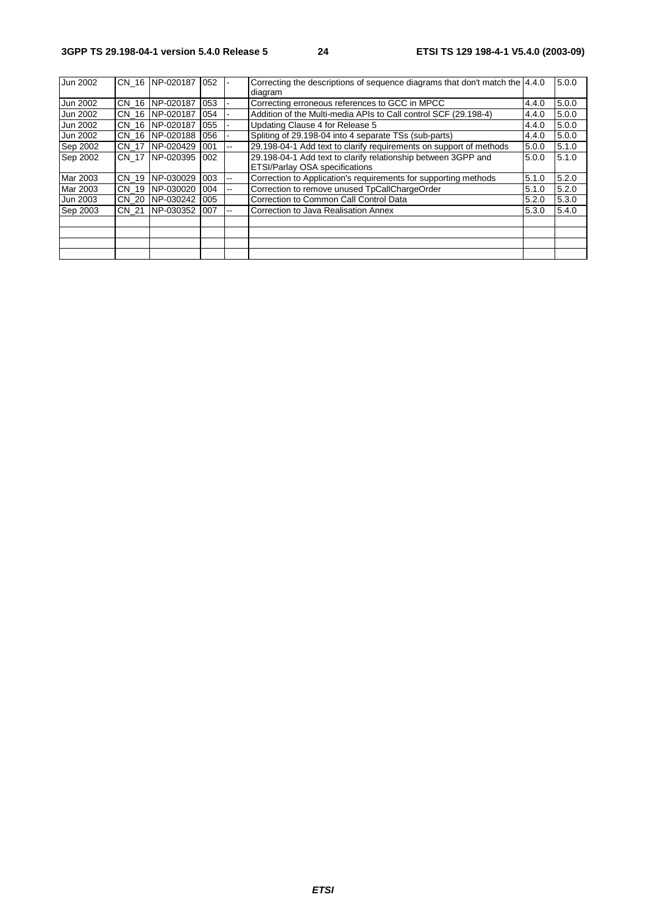| | | | | | | | |
|---|---|---|---|---|---|---|---|
| Jun 2002 | CN_16 | NP-020187 | 052 | - | Correcting the descriptions of sequence diagrams that don't match the diagram | 4.4.0 | 5.0.0 |
| Jun 2002 | CN_16 | NP-020187 | 053 | - | Correcting erroneous references to GCC in MPCC | 4.4.0 | 5.0.0 |
| Jun 2002 | CN_16 | NP-020187 | 054 | - | Addition of the Multi-media APIs to Call control SCF (29.198-4) | 4.4.0 | 5.0.0 |
| Jun 2002 | CN_16 | NP-020187 | 055 | - | Updating Clause 4 for Release 5 | 4.4.0 | 5.0.0 |
| Jun 2002 | CN_16 | NP-020188 | 056 | - | Spliting of 29.198-04 into 4 separate TSs (sub-parts) | 4.4.0 | 5.0.0 |
| Sep 2002 | CN_17 | NP-020429 | 001 | -- | 29.198-04-1 Add text to clarify requirements on support of methods | 5.0.0 | 5.1.0 |
| Sep 2002 | CN_17 | NP-020395 | 002 | | 29.198-04-1 Add text to clarify relationship between 3GPP and ETSI/Parlay OSA specifications | 5.0.0 | 5.1.0 |
| Mar 2003 | CN_19 | NP-030029 | 003 | -- | Correction to Application's requirements for supporting methods | 5.1.0 | 5.2.0 |
| Mar 2003 | CN_19 | NP-030020 | 004 | -- | Correction to remove unused TpCallChargeOrder | 5.1.0 | 5.2.0 |
| Jun 2003 | CN_20 | NP-030242 | 005 | | Correction to Common Call Control Data | 5.2.0 | 5.3.0 |
| Sep 2003 | CN_21 | NP-030352 | 007 | -- | Correction to Java Realisation Annex | 5.3.0 | 5.4.0 |
| | | | | | | | |
| | | | | | | | |
| | | | | | | | |
| | | | | | | | |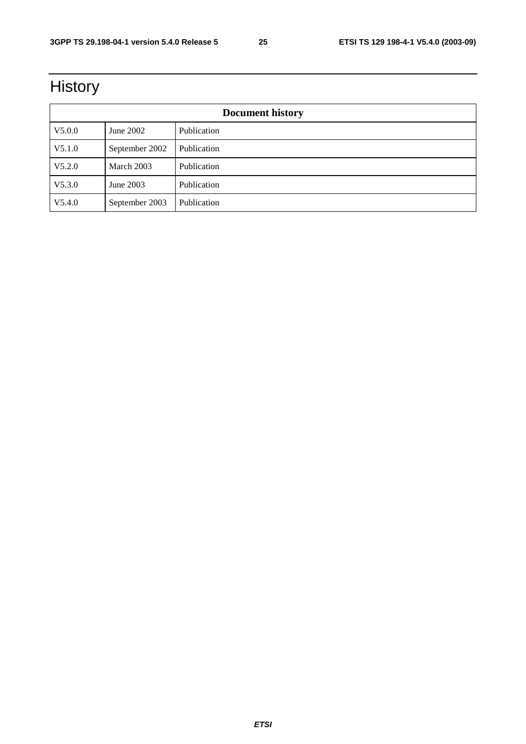# History

| Document history | | |
|---|---|---|
| V5.0.0 | June 2002 | Publication |
| V5.1.0 | September 2002 | Publication |
| V5.2.0 | March 2003 | Publication |
| V5.3.0 | June 2003 | Publication |
| V5.4.0 | September 2003 | Publication |